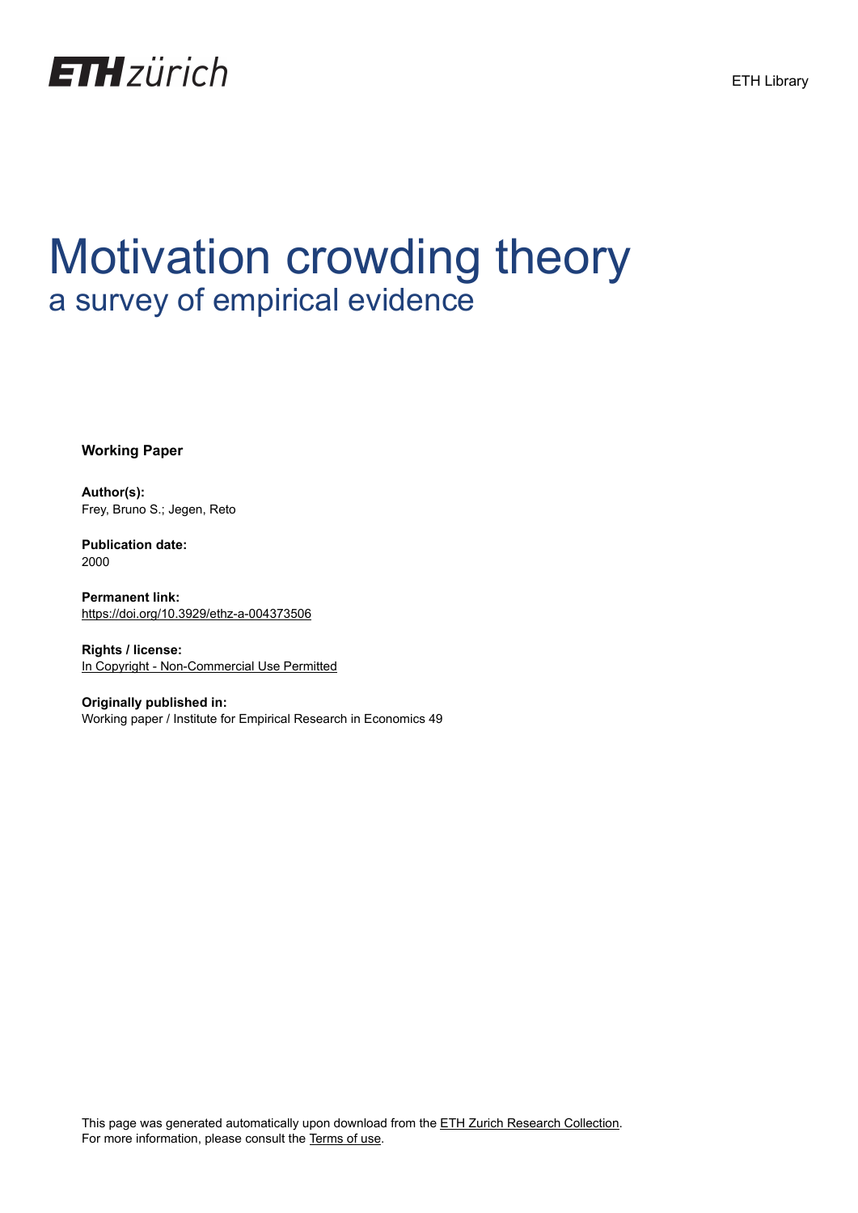ETH zürich

ETH Library

# Motivation crowding theory
## a survey of empirical evidence

**Working Paper**

**Author(s):**
Frey, Bruno S.; Jegen, Reto

**Publication date:**
2000

**Permanent link:**
https://doi.org/10.3929/ethz-a-004373506

**Rights / license:**
In Copyright - Non-Commercial Use Permitted

**Originally published in:**
Working paper / Institute for Empirical Research in Economics 49

This page was generated automatically upon download from the ETH Zurich Research Collection.
For more information, please consult the Terms of use.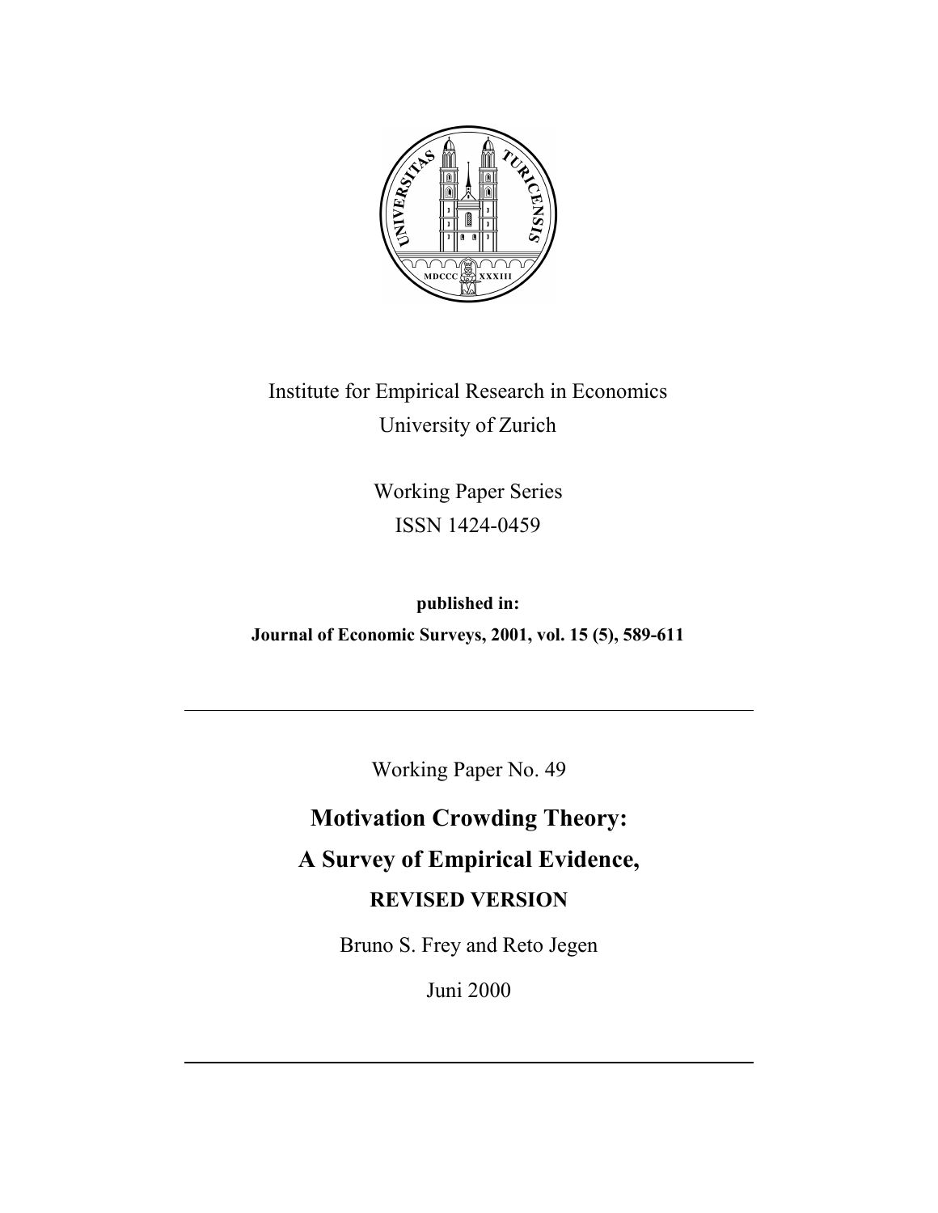Institute for Empirical Research in Economics
University of Zurich

Working Paper Series
ISSN 1424-0459

**published in:**
**Journal of Economic Surveys, 2001, vol. 15 (5), 589-611**

---

Working Paper No. 49

# Motivation Crowding Theory:
# A Survey of Empirical Evidence,
## REVISED VERSION

Bruno S. Frey and Reto Jegen

Juni 2000

---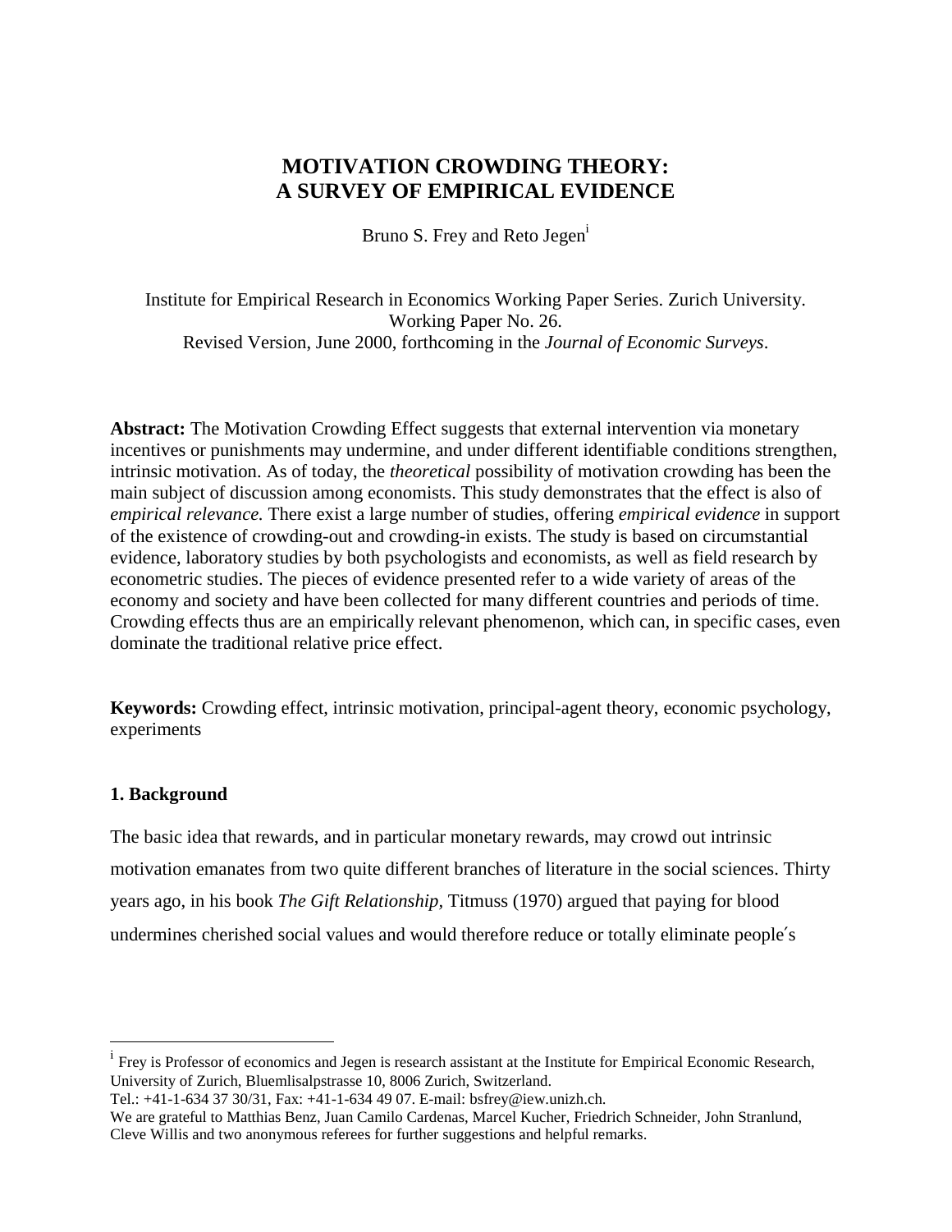# MOTIVATION CROWDING THEORY: A SURVEY OF EMPIRICAL EVIDENCE

Bruno S. Frey and Reto Jegen[i]

Institute for Empirical Research in Economics Working Paper Series. Zurich University. Working Paper No. 26.
Revised Version, June 2000, forthcoming in the *Journal of Economic Surveys*.

**Abstract:** The Motivation Crowding Effect suggests that external intervention via monetary incentives or punishments may undermine, and under different identifiable conditions strengthen, intrinsic motivation. As of today, the *theoretical* possibility of motivation crowding has been the main subject of discussion among economists. This study demonstrates that the effect is also of *empirical relevance.* There exist a large number of studies, offering *empirical evidence* in support of the existence of crowding-out and crowding-in exists. The study is based on circumstantial evidence, laboratory studies by both psychologists and economists, as well as field research by econometric studies. The pieces of evidence presented refer to a wide variety of areas of the economy and society and have been collected for many different countries and periods of time. Crowding effects thus are an empirically relevant phenomenon, which can, in specific cases, even dominate the traditional relative price effect.

**Keywords:** Crowding effect, intrinsic motivation, principal-agent theory, economic psychology, experiments

## 1. Background

The basic idea that rewards, and in particular monetary rewards, may crowd out intrinsic motivation emanates from two quite different branches of literature in the social sciences. Thirty years ago, in his book *The Gift Relationship*, Titmuss (1970) argued that paying for blood undermines cherished social values and would therefore reduce or totally eliminate people´s

---

[i] Frey is Professor of economics and Jegen is research assistant at the Institute for Empirical Economic Research, University of Zurich, Bluemlisalpstrasse 10, 8006 Zurich, Switzerland.
Tel.: +41-1-634 37 30/31, Fax: +41-1-634 49 07. E-mail: bsfrey@iew.unizh.ch.
We are grateful to Matthias Benz, Juan Camilo Cardenas, Marcel Kucher, Friedrich Schneider, John Stranlund, Cleve Willis and two anonymous referees for further suggestions and helpful remarks.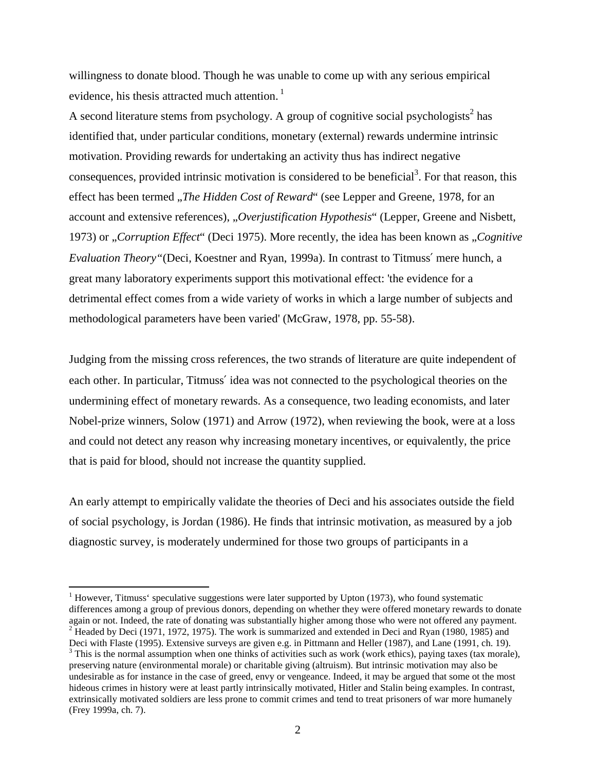willingness to donate blood. Though he was unable to come up with any serious empirical evidence, his thesis attracted much attention. [1]

A second literature stems from psychology. A group of cognitive social psychologists[2] has identified that, under particular conditions, monetary (external) rewards undermine intrinsic motivation. Providing rewards for undertaking an activity thus has indirect negative consequences, provided intrinsic motivation is considered to be beneficial[3]. For that reason, this effect has been termed „*The Hidden Cost of Reward*" (see Lepper and Greene, 1978, for an account and extensive references), „*Overjustification Hypothesis*" (Lepper, Greene and Nisbett, 1973) or „*Corruption Effect*" (Deci 1975). More recently, the idea has been known as „*Cognitive Evaluation Theory"* (Deci, Koestner and Ryan, 1999a). In contrast to Titmuss´ mere hunch, a great many laboratory experiments support this motivational effect: 'the evidence for a detrimental effect comes from a wide variety of works in which a large number of subjects and methodological parameters have been varied' (McGraw, 1978, pp. 55-58).

Judging from the missing cross references, the two strands of literature are quite independent of each other. In particular, Titmuss´ idea was not connected to the psychological theories on the undermining effect of monetary rewards. As a consequence, two leading economists, and later Nobel-prize winners, Solow (1971) and Arrow (1972), when reviewing the book, were at a loss and could not detect any reason why increasing monetary incentives, or equivalently, the price that is paid for blood, should not increase the quantity supplied.

An early attempt to empirically validate the theories of Deci and his associates outside the field of social psychology, is Jordan (1986). He finds that intrinsic motivation, as measured by a job diagnostic survey, is moderately undermined for those two groups of participants in a

---

[1] However, Titmuss' speculative suggestions were later supported by Upton (1973), who found systematic differences among a group of previous donors, depending on whether they were offered monetary rewards to donate again or not. Indeed, the rate of donating was substantially higher among those who were not offered any payment.

[2] Headed by Deci (1971, 1972, 1975). The work is summarized and extended in Deci and Ryan (1980, 1985) and Deci with Flaste (1995). Extensive surveys are given e.g. in Pittmann and Heller (1987), and Lane (1991, ch. 19).

[3] This is the normal assumption when one thinks of activities such as work (work ethics), paying taxes (tax morale), preserving nature (environmental morale) or charitable giving (altruism). But intrinsic motivation may also be undesirable as for instance in the case of greed, envy or vengeance. Indeed, it may be argued that some ot the most hideous crimes in history were at least partly intrinsically motivated, Hitler and Stalin being examples. In contrast, extrinsically motivated soldiers are less prone to commit crimes and tend to treat prisoners of war more humanely (Frey 1999a, ch. 7).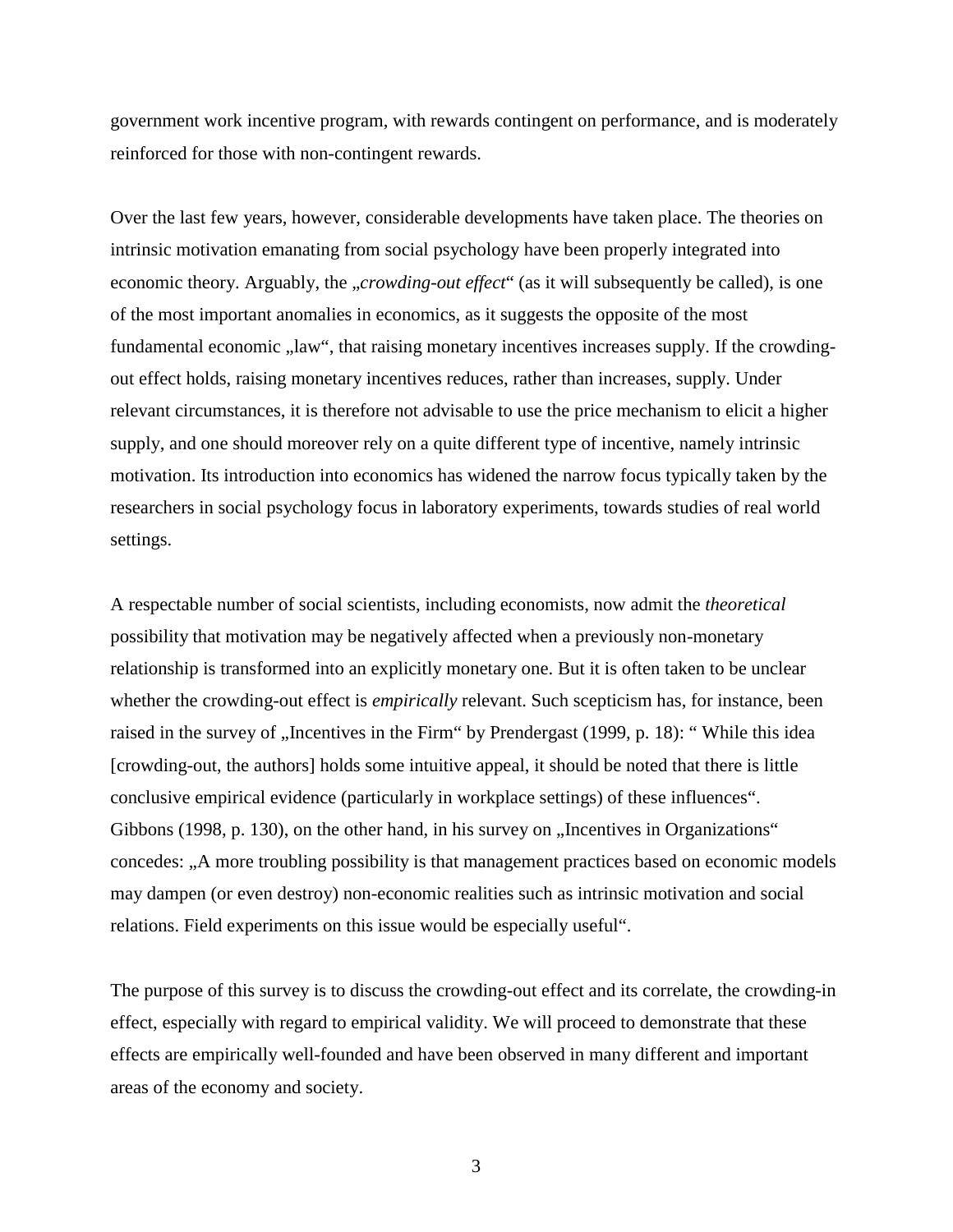government work incentive program, with rewards contingent on performance, and is moderately reinforced for those with non-contingent rewards.

Over the last few years, however, considerable developments have taken place. The theories on intrinsic motivation emanating from social psychology have been properly integrated into economic theory. Arguably, the „*crowding-out effect*“ (as it will subsequently be called), is one of the most important anomalies in economics, as it suggests the opposite of the most fundamental economic „law“, that raising monetary incentives increases supply. If the crowding-out effect holds, raising monetary incentives reduces, rather than increases, supply. Under relevant circumstances, it is therefore not advisable to use the price mechanism to elicit a higher supply, and one should moreover rely on a quite different type of incentive, namely intrinsic motivation. Its introduction into economics has widened the narrow focus typically taken by the researchers in social psychology focus in laboratory experiments, towards studies of real world settings.

A respectable number of social scientists, including economists, now admit the *theoretical* possibility that motivation may be negatively affected when a previously non-monetary relationship is transformed into an explicitly monetary one. But it is often taken to be unclear whether the crowding-out effect is *empirically* relevant. Such scepticism has, for instance, been raised in the survey of „Incentives in the Firm“ by Prendergast (1999, p. 18): “ While this idea [crowding-out, the authors] holds some intuitive appeal, it should be noted that there is little conclusive empirical evidence (particularly in workplace settings) of these influences“. Gibbons (1998, p. 130), on the other hand, in his survey on „Incentives in Organizations“ concedes: „A more troubling possibility is that management practices based on economic models may dampen (or even destroy) non-economic realities such as intrinsic motivation and social relations. Field experiments on this issue would be especially useful“.

The purpose of this survey is to discuss the crowding-out effect and its correlate, the crowding-in effect, especially with regard to empirical validity. We will proceed to demonstrate that these effects are empirically well-founded and have been observed in many different and important areas of the economy and society.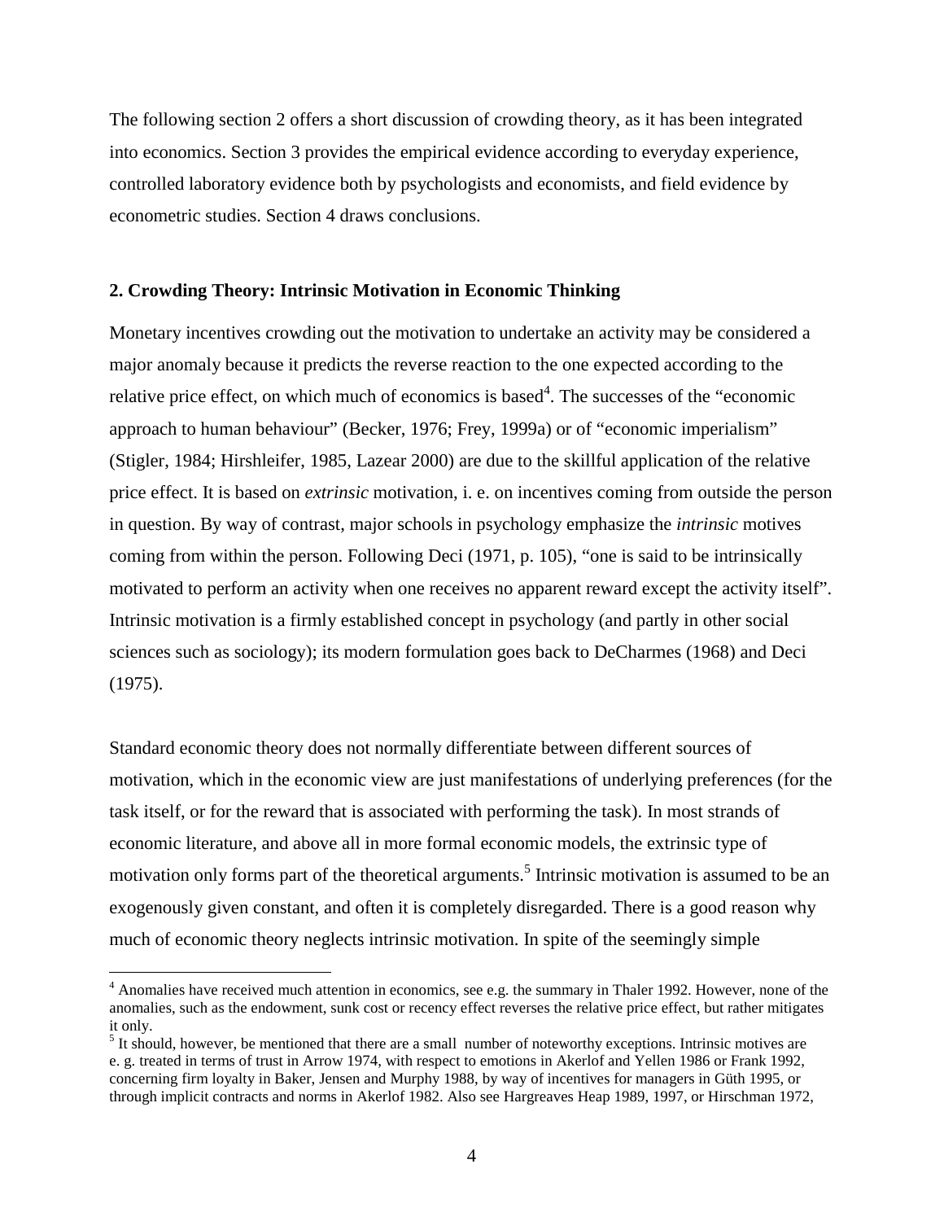The following section 2 offers a short discussion of crowding theory, as it has been integrated into economics. Section 3 provides the empirical evidence according to everyday experience, controlled laboratory evidence both by psychologists and economists, and field evidence by econometric studies. Section 4 draws conclusions.

## 2. Crowding Theory: Intrinsic Motivation in Economic Thinking

Monetary incentives crowding out the motivation to undertake an activity may be considered a major anomaly because it predicts the reverse reaction to the one expected according to the relative price effect, on which much of economics is based[4]. The successes of the "economic approach to human behaviour" (Becker, 1976; Frey, 1999a) or of "economic imperialism" (Stigler, 1984; Hirshleifer, 1985, Lazear 2000) are due to the skillful application of the relative price effect. It is based on *extrinsic* motivation, i. e. on incentives coming from outside the person in question. By way of contrast, major schools in psychology emphasize the *intrinsic* motives coming from within the person. Following Deci (1971, p. 105), "one is said to be intrinsically motivated to perform an activity when one receives no apparent reward except the activity itself". Intrinsic motivation is a firmly established concept in psychology (and partly in other social sciences such as sociology); its modern formulation goes back to DeCharmes (1968) and Deci (1975).

Standard economic theory does not normally differentiate between different sources of motivation, which in the economic view are just manifestations of underlying preferences (for the task itself, or for the reward that is associated with performing the task). In most strands of economic literature, and above all in more formal economic models, the extrinsic type of motivation only forms part of the theoretical arguments.[5] Intrinsic motivation is assumed to be an exogenously given constant, and often it is completely disregarded. There is a good reason why much of economic theory neglects intrinsic motivation. In spite of the seemingly simple

[4] Anomalies have received much attention in economics, see e.g. the summary in Thaler 1992. However, none of the anomalies, such as the endowment, sunk cost or recency effect reverses the relative price effect, but rather mitigates it only.

[5] It should, however, be mentioned that there are a small number of noteworthy exceptions. Intrinsic motives are e. g. treated in terms of trust in Arrow 1974, with respect to emotions in Akerlof and Yellen 1986 or Frank 1992, concerning firm loyalty in Baker, Jensen and Murphy 1988, by way of incentives for managers in Güth 1995, or through implicit contracts and norms in Akerlof 1982. Also see Hargreaves Heap 1989, 1997, or Hirschman 1972,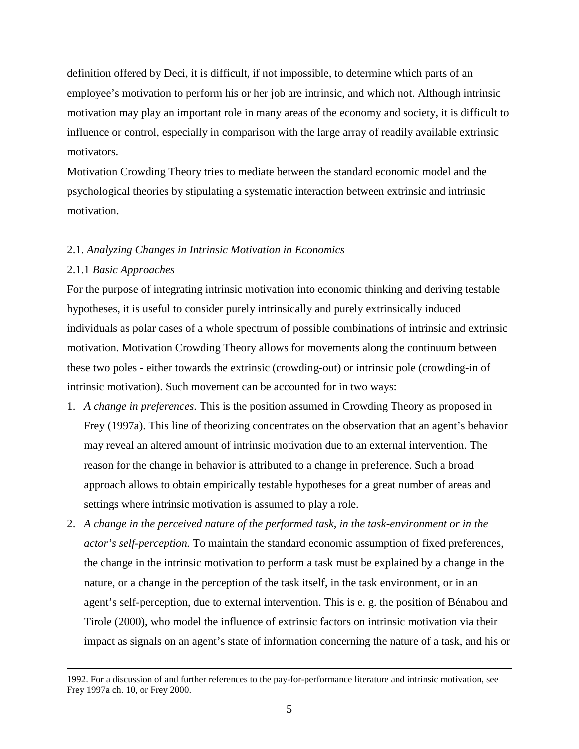definition offered by Deci, it is difficult, if not impossible, to determine which parts of an employee's motivation to perform his or her job are intrinsic, and which not. Although intrinsic motivation may play an important role in many areas of the economy and society, it is difficult to influence or control, especially in comparison with the large array of readily available extrinsic motivators.

Motivation Crowding Theory tries to mediate between the standard economic model and the psychological theories by stipulating a systematic interaction between extrinsic and intrinsic motivation.

### 2.1. *Analyzing Changes in Intrinsic Motivation in Economics*

#### 2.1.1 *Basic Approaches*

For the purpose of integrating intrinsic motivation into economic thinking and deriving testable hypotheses, it is useful to consider purely intrinsically and purely extrinsically induced individuals as polar cases of a whole spectrum of possible combinations of intrinsic and extrinsic motivation. Motivation Crowding Theory allows for movements along the continuum between these two poles - either towards the extrinsic (crowding-out) or intrinsic pole (crowding-in of intrinsic motivation). Such movement can be accounted for in two ways:

1. *A change in preferences*. This is the position assumed in Crowding Theory as proposed in Frey (1997a). This line of theorizing concentrates on the observation that an agent's behavior may reveal an altered amount of intrinsic motivation due to an external intervention. The reason for the change in behavior is attributed to a change in preference. Such a broad approach allows to obtain empirically testable hypotheses for a great number of areas and settings where intrinsic motivation is assumed to play a role.
2. *A change in the perceived nature of the performed task, in the task-environment or in the actor's self-perception.* To maintain the standard economic assumption of fixed preferences, the change in the intrinsic motivation to perform a task must be explained by a change in the nature, or a change in the perception of the task itself, in the task environment, or in an agent's self-perception, due to external intervention. This is e. g. the position of Bénabou and Tirole (2000), who model the influence of extrinsic factors on intrinsic motivation via their impact as signals on an agent's state of information concerning the nature of a task, and his or

---

1992. For a discussion of and further references to the pay-for-performance literature and intrinsic motivation, see Frey 1997a ch. 10, or Frey 2000.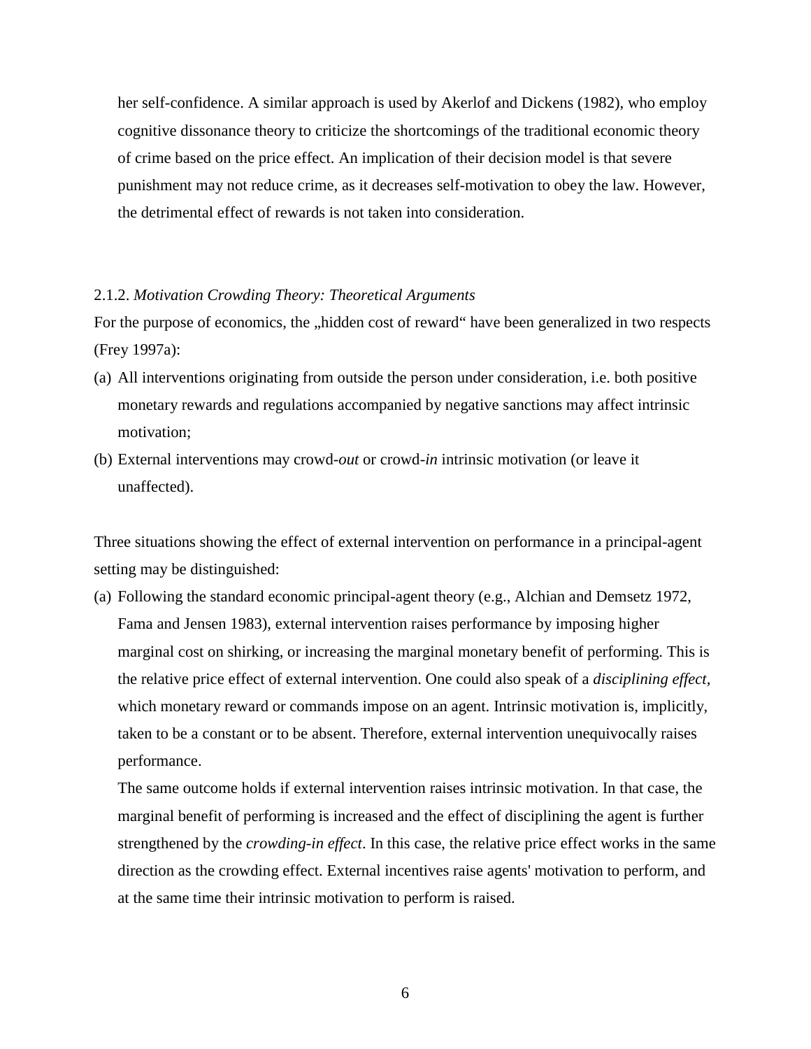her self-confidence. A similar approach is used by Akerlof and Dickens (1982), who employ cognitive dissonance theory to criticize the shortcomings of the traditional economic theory of crime based on the price effect. An implication of their decision model is that severe punishment may not reduce crime, as it decreases self-motivation to obey the law. However, the detrimental effect of rewards is not taken into consideration.

### 2.1.2. *Motivation Crowding Theory: Theoretical Arguments*

For the purpose of economics, the „hidden cost of reward“ have been generalized in two respects (Frey 1997a):

(a) All interventions originating from outside the person under consideration, i.e. both positive monetary rewards and regulations accompanied by negative sanctions may affect intrinsic motivation;

(b) External interventions may crowd-*out* or crowd-*in* intrinsic motivation (or leave it unaffected).

Three situations showing the effect of external intervention on performance in a principal-agent setting may be distinguished:

(a) Following the standard economic principal-agent theory (e.g., Alchian and Demsetz 1972, Fama and Jensen 1983), external intervention raises performance by imposing higher marginal cost on shirking, or increasing the marginal monetary benefit of performing. This is the relative price effect of external intervention. One could also speak of a *disciplining effect*, which monetary reward or commands impose on an agent. Intrinsic motivation is, implicitly, taken to be a constant or to be absent. Therefore, external intervention unequivocally raises performance.

   The same outcome holds if external intervention raises intrinsic motivation. In that case, the marginal benefit of performing is increased and the effect of disciplining the agent is further strengthened by the *crowding-in effect*. In this case, the relative price effect works in the same direction as the crowding effect. External incentives raise agents' motivation to perform, and at the same time their intrinsic motivation to perform is raised.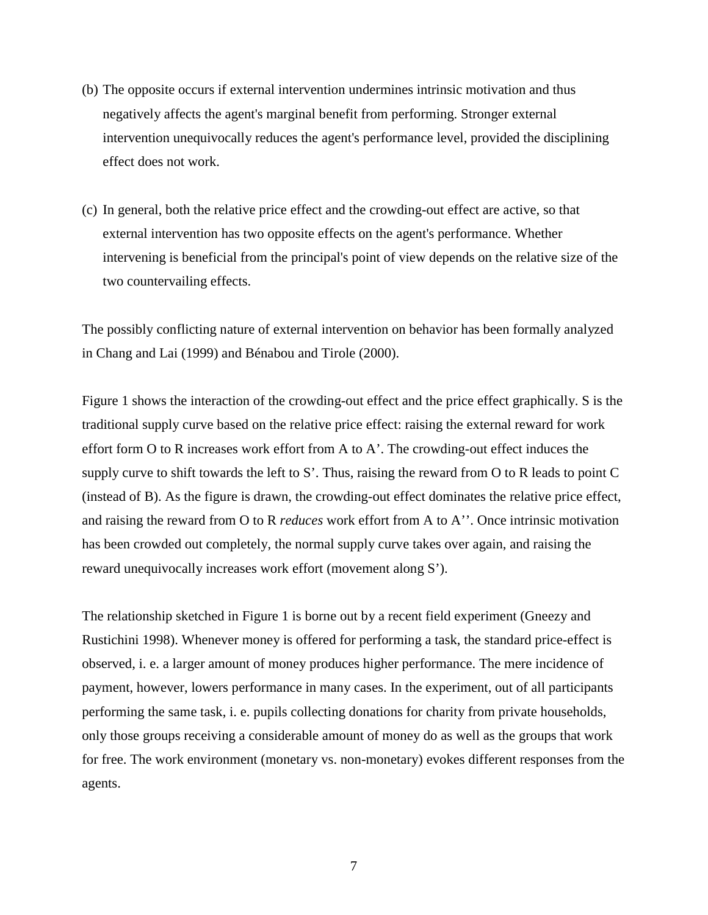(b) The opposite occurs if external intervention undermines intrinsic motivation and thus negatively affects the agent's marginal benefit from performing. Stronger external intervention unequivocally reduces the agent's performance level, provided the disciplining effect does not work.

(c) In general, both the relative price effect and the crowding-out effect are active, so that external intervention has two opposite effects on the agent's performance. Whether intervening is beneficial from the principal's point of view depends on the relative size of the two countervailing effects.

The possibly conflicting nature of external intervention on behavior has been formally analyzed in Chang and Lai (1999) and Bénabou and Tirole (2000).

Figure 1 shows the interaction of the crowding-out effect and the price effect graphically. S is the traditional supply curve based on the relative price effect: raising the external reward for work effort form O to R increases work effort from A to A'. The crowding-out effect induces the supply curve to shift towards the left to S'. Thus, raising the reward from O to R leads to point C (instead of B). As the figure is drawn, the crowding-out effect dominates the relative price effect, and raising the reward from O to R *reduces* work effort from A to A''. Once intrinsic motivation has been crowded out completely, the normal supply curve takes over again, and raising the reward unequivocally increases work effort (movement along S').

The relationship sketched in Figure 1 is borne out by a recent field experiment (Gneezy and Rustichini 1998). Whenever money is offered for performing a task, the standard price-effect is observed, i. e. a larger amount of money produces higher performance. The mere incidence of payment, however, lowers performance in many cases. In the experiment, out of all participants performing the same task, i. e. pupils collecting donations for charity from private households, only those groups receiving a considerable amount of money do as well as the groups that work for free. The work environment (monetary vs. non-monetary) evokes different responses from the agents.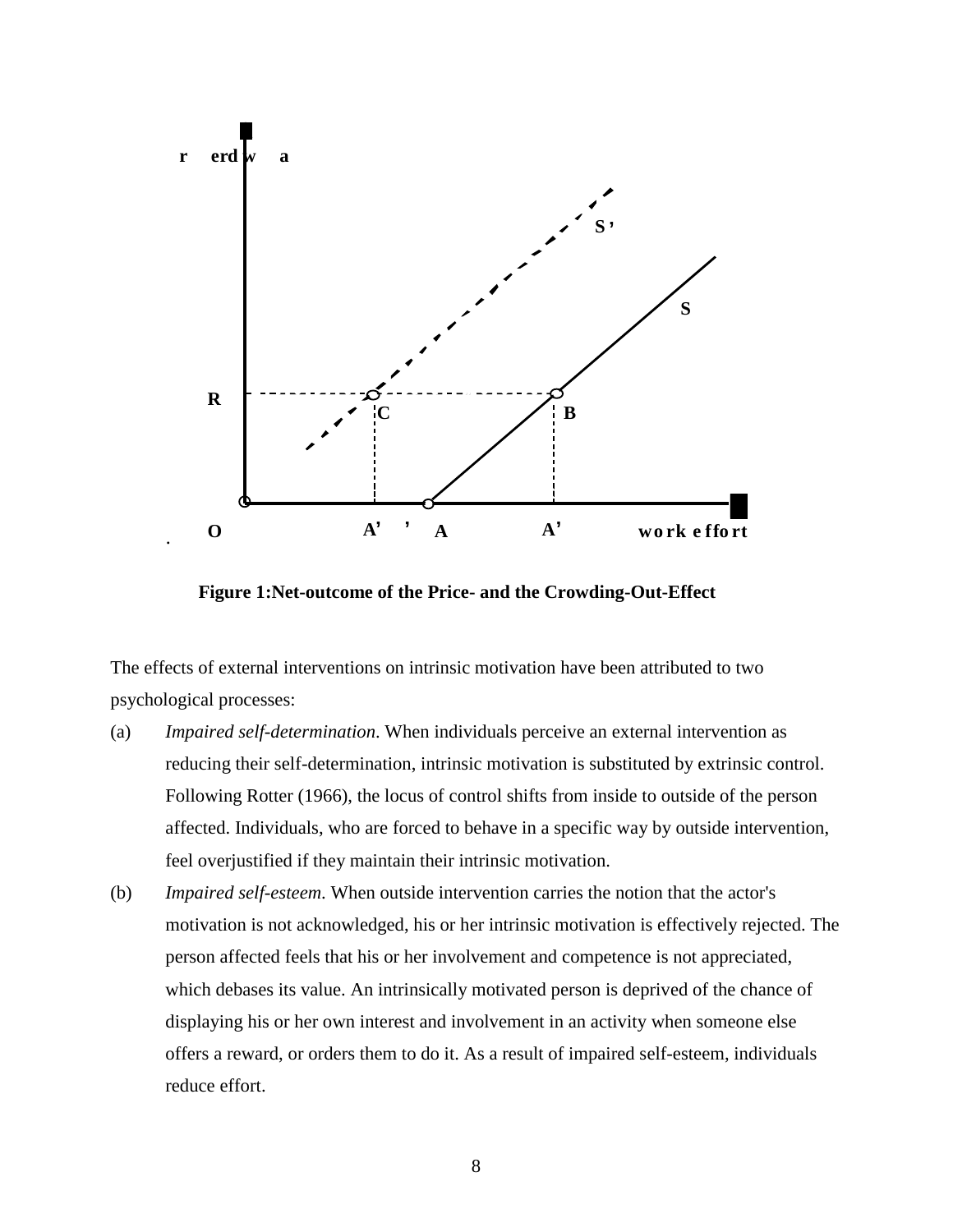Figure 1:Net-outcome of the Price- and the Crowding-Out-Effect

The effects of external interventions on intrinsic motivation have been attributed to two psychological processes:

(a) *Impaired self-determination*. When individuals perceive an external intervention as reducing their self-determination, intrinsic motivation is substituted by extrinsic control. Following Rotter (1966), the locus of control shifts from inside to outside of the person affected. Individuals, who are forced to behave in a specific way by outside intervention, feel overjustified if they maintain their intrinsic motivation.

(b) *Impaired self-esteem*. When outside intervention carries the notion that the actor's motivation is not acknowledged, his or her intrinsic motivation is effectively rejected. The person affected feels that his or her involvement and competence is not appreciated, which debases its value. An intrinsically motivated person is deprived of the chance of displaying his or her own interest and involvement in an activity when someone else offers a reward, or orders them to do it. As a result of impaired self-esteem, individuals reduce effort.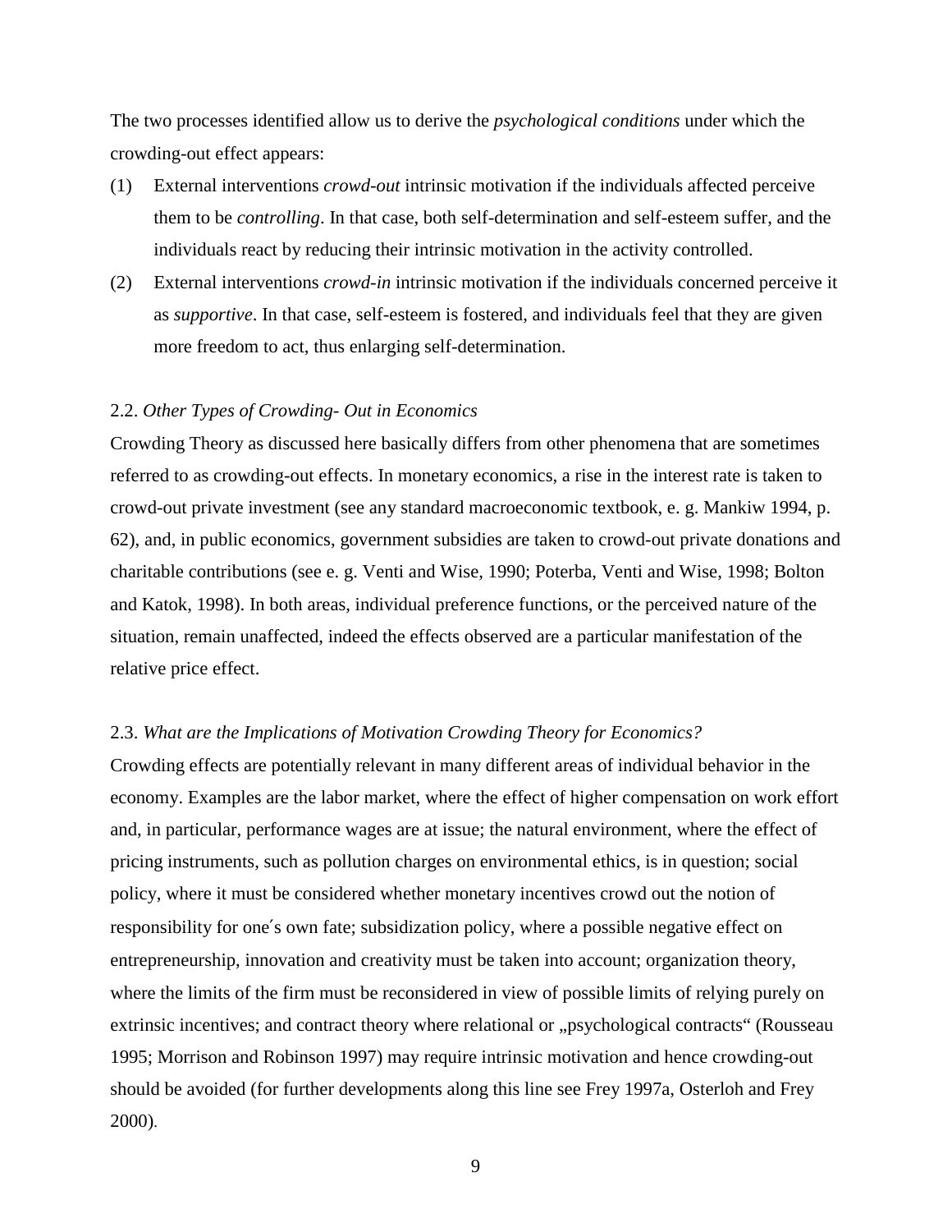The two processes identified allow us to derive the *psychological conditions* under which the crowding-out effect appears:

(1) External interventions *crowd-out* intrinsic motivation if the individuals affected perceive them to be *controlling*. In that case, both self-determination and self-esteem suffer, and the individuals react by reducing their intrinsic motivation in the activity controlled.

(2) External interventions *crowd-in* intrinsic motivation if the individuals concerned perceive it as *supportive*. In that case, self-esteem is fostered, and individuals feel that they are given more freedom to act, thus enlarging self-determination.

### 2.2. *Other Types of Crowding- Out in Economics*

Crowding Theory as discussed here basically differs from other phenomena that are sometimes referred to as crowding-out effects. In monetary economics, a rise in the interest rate is taken to crowd-out private investment (see any standard macroeconomic textbook, e. g. Mankiw 1994, p. 62), and, in public economics, government subsidies are taken to crowd-out private donations and charitable contributions (see e. g. Venti and Wise, 1990; Poterba, Venti and Wise, 1998; Bolton and Katok, 1998). In both areas, individual preference functions, or the perceived nature of the situation, remain unaffected, indeed the effects observed are a particular manifestation of the relative price effect.

### 2.3. *What are the Implications of Motivation Crowding Theory for Economics?*

Crowding effects are potentially relevant in many different areas of individual behavior in the economy. Examples are the labor market, where the effect of higher compensation on work effort and, in particular, performance wages are at issue; the natural environment, where the effect of pricing instruments, such as pollution charges on environmental ethics, is in question; social policy, where it must be considered whether monetary incentives crowd out the notion of responsibility for one´s own fate; subsidization policy, where a possible negative effect on entrepreneurship, innovation and creativity must be taken into account; organization theory, where the limits of the firm must be reconsidered in view of possible limits of relying purely on extrinsic incentives; and contract theory where relational or „psychological contracts“ (Rousseau 1995; Morrison and Robinson 1997) may require intrinsic motivation and hence crowding-out should be avoided (for further developments along this line see Frey 1997a, Osterloh and Frey 2000).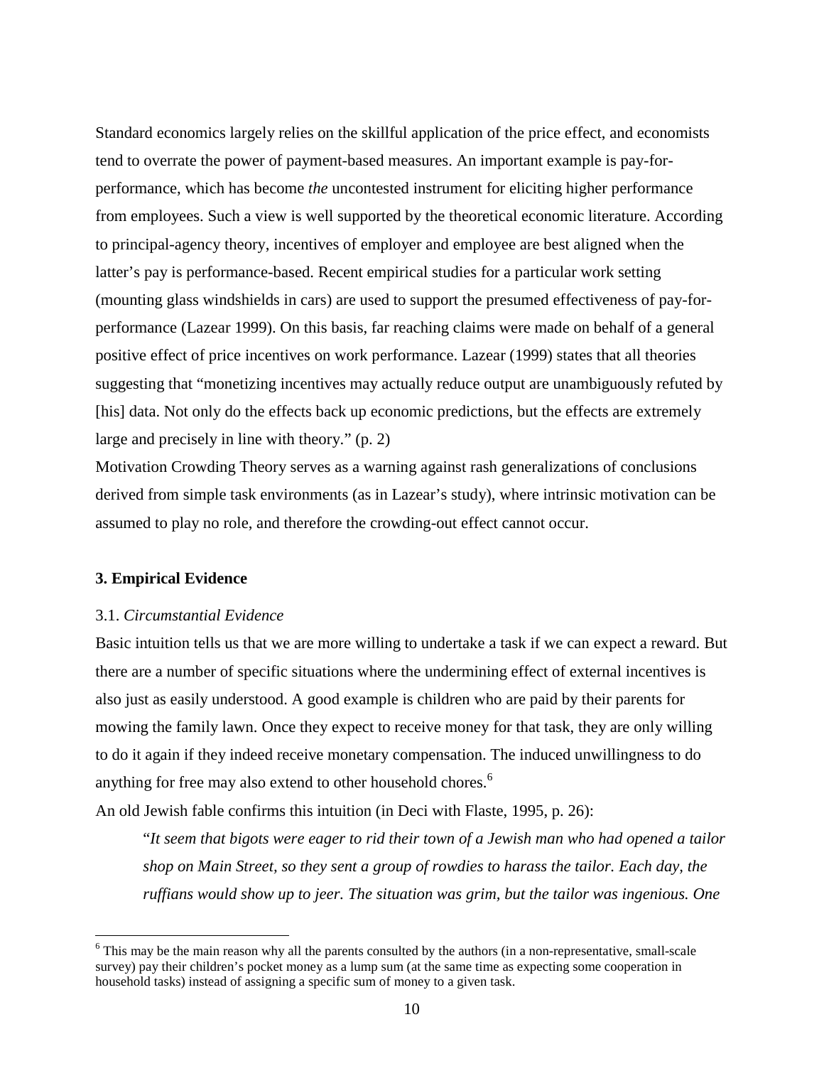Standard economics largely relies on the skillful application of the price effect, and economists tend to overrate the power of payment-based measures. An important example is pay-for-performance, which has become *the* uncontested instrument for eliciting higher performance from employees. Such a view is well supported by the theoretical economic literature. According to principal-agency theory, incentives of employer and employee are best aligned when the latter's pay is performance-based. Recent empirical studies for a particular work setting (mounting glass windshields in cars) are used to support the presumed effectiveness of pay-for-performance (Lazear 1999). On this basis, far reaching claims were made on behalf of a general positive effect of price incentives on work performance. Lazear (1999) states that all theories suggesting that "monetizing incentives may actually reduce output are unambiguously refuted by [his] data. Not only do the effects back up economic predictions, but the effects are extremely large and precisely in line with theory." (p. 2)

Motivation Crowding Theory serves as a warning against rash generalizations of conclusions derived from simple task environments (as in Lazear's study), where intrinsic motivation can be assumed to play no role, and therefore the crowding-out effect cannot occur.

## 3. Empirical Evidence

### 3.1. *Circumstantial Evidence*

Basic intuition tells us that we are more willing to undertake a task if we can expect a reward. But there are a number of specific situations where the undermining effect of external incentives is also just as easily understood. A good example is children who are paid by their parents for mowing the family lawn. Once they expect to receive money for that task, they are only willing to do it again if they indeed receive monetary compensation. The induced unwillingness to do anything for free may also extend to other household chores.[6]

An old Jewish fable confirms this intuition (in Deci with Flaste, 1995, p. 26):

> "*It seem that bigots were eager to rid their town of a Jewish man who had opened a tailor shop on Main Street, so they sent a group of rowdies to harass the tailor. Each day, the ruffians would show up to jeer. The situation was grim, but the tailor was ingenious. One*

[6] This may be the main reason why all the parents consulted by the authors (in a non-representative, small-scale survey) pay their children's pocket money as a lump sum (at the same time as expecting some cooperation in household tasks) instead of assigning a specific sum of money to a given task.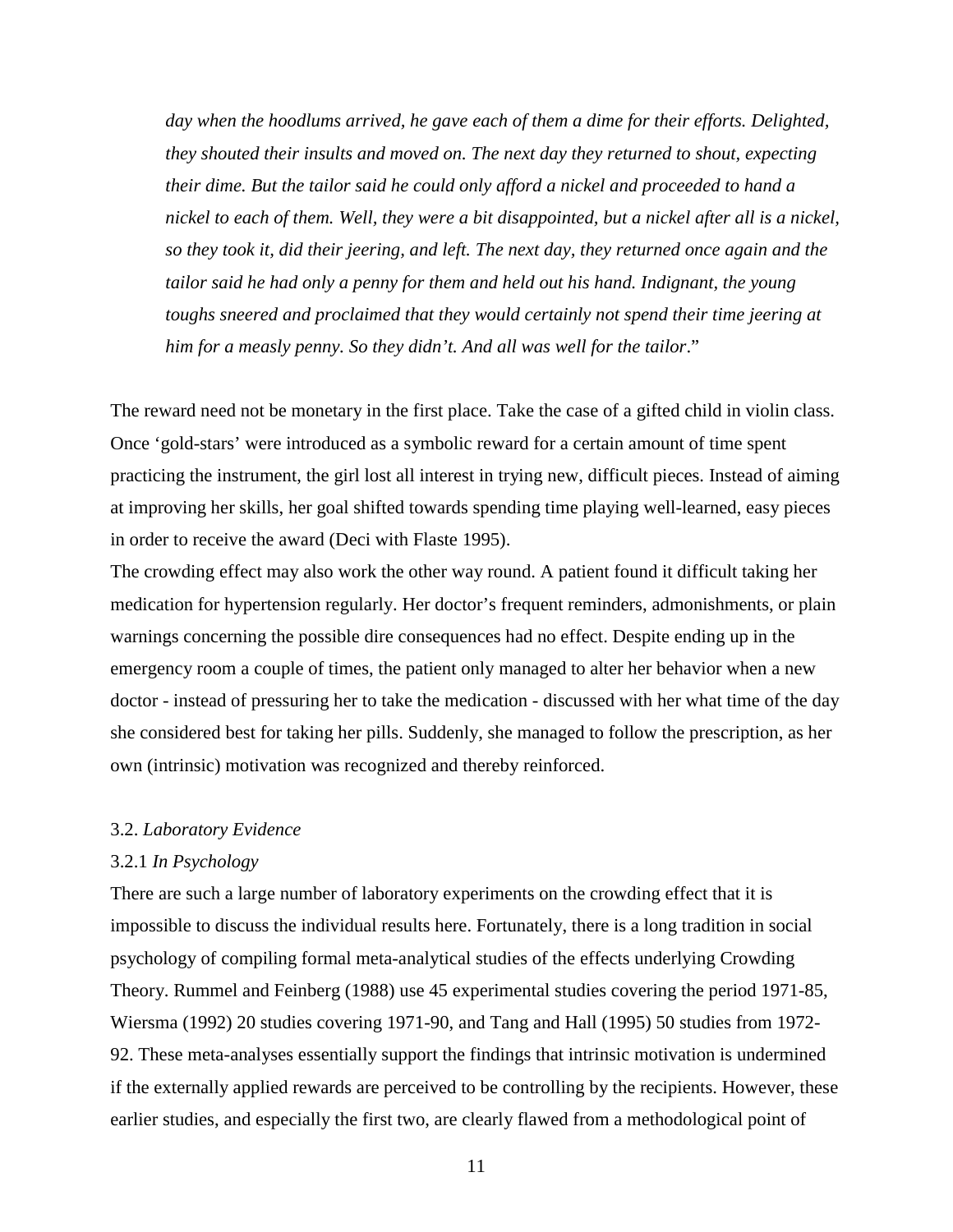*day when the hoodlums arrived, he gave each of them a dime for their efforts. Delighted, they shouted their insults and moved on. The next day they returned to shout, expecting their dime. But the tailor said he could only afford a nickel and proceeded to hand a nickel to each of them. Well, they were a bit disappointed, but a nickel after all is a nickel, so they took it, did their jeering, and left. The next day, they returned once again and the tailor said he had only a penny for them and held out his hand. Indignant, the young toughs sneered and proclaimed that they would certainly not spend their time jeering at him for a measly penny. So they didn't. And all was well for the tailor*."

The reward need not be monetary in the first place. Take the case of a gifted child in violin class. Once 'gold-stars' were introduced as a symbolic reward for a certain amount of time spent practicing the instrument, the girl lost all interest in trying new, difficult pieces. Instead of aiming at improving her skills, her goal shifted towards spending time playing well-learned, easy pieces in order to receive the award (Deci with Flaste 1995).

The crowding effect may also work the other way round. A patient found it difficult taking her medication for hypertension regularly. Her doctor's frequent reminders, admonishments, or plain warnings concerning the possible dire consequences had no effect. Despite ending up in the emergency room a couple of times, the patient only managed to alter her behavior when a new doctor - instead of pressuring her to take the medication - discussed with her what time of the day she considered best for taking her pills. Suddenly, she managed to follow the prescription, as her own (intrinsic) motivation was recognized and thereby reinforced.

### 3.2. *Laboratory Evidence*

#### 3.2.1 *In Psychology*

There are such a large number of laboratory experiments on the crowding effect that it is impossible to discuss the individual results here. Fortunately, there is a long tradition in social psychology of compiling formal meta-analytical studies of the effects underlying Crowding Theory. Rummel and Feinberg (1988) use 45 experimental studies covering the period 1971-85, Wiersma (1992) 20 studies covering 1971-90, and Tang and Hall (1995) 50 studies from 1972-92. These meta-analyses essentially support the findings that intrinsic motivation is undermined if the externally applied rewards are perceived to be controlling by the recipients. However, these earlier studies, and especially the first two, are clearly flawed from a methodological point of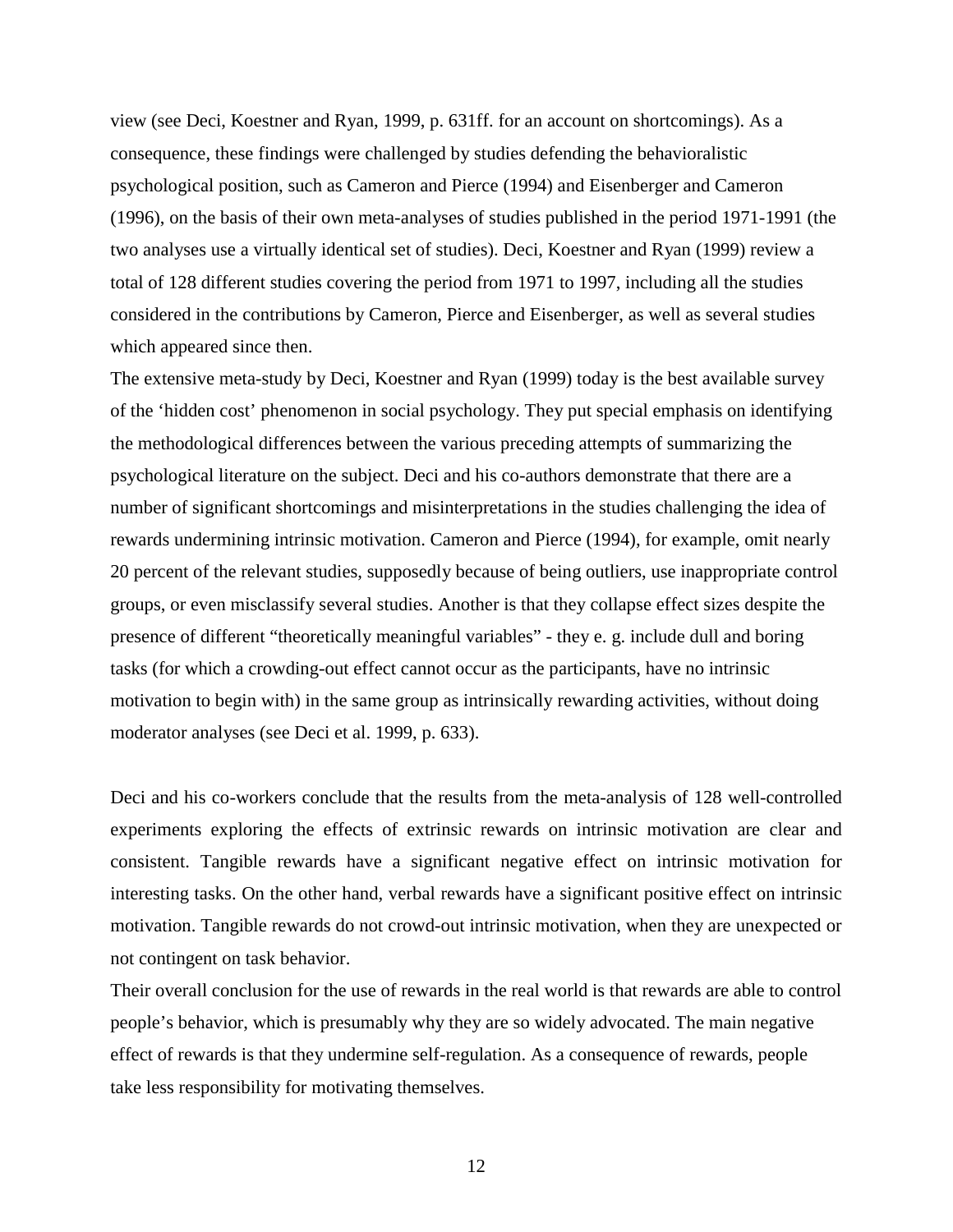view (see Deci, Koestner and Ryan, 1999, p. 631ff. for an account on shortcomings). As a consequence, these findings were challenged by studies defending the behavioralistic psychological position, such as Cameron and Pierce (1994) and Eisenberger and Cameron (1996), on the basis of their own meta-analyses of studies published in the period 1971-1991 (the two analyses use a virtually identical set of studies). Deci, Koestner and Ryan (1999) review a total of 128 different studies covering the period from 1971 to 1997, including all the studies considered in the contributions by Cameron, Pierce and Eisenberger, as well as several studies which appeared since then.

The extensive meta-study by Deci, Koestner and Ryan (1999) today is the best available survey of the 'hidden cost' phenomenon in social psychology. They put special emphasis on identifying the methodological differences between the various preceding attempts of summarizing the psychological literature on the subject. Deci and his co-authors demonstrate that there are a number of significant shortcomings and misinterpretations in the studies challenging the idea of rewards undermining intrinsic motivation. Cameron and Pierce (1994), for example, omit nearly 20 percent of the relevant studies, supposedly because of being outliers, use inappropriate control groups, or even misclassify several studies. Another is that they collapse effect sizes despite the presence of different "theoretically meaningful variables" - they e. g. include dull and boring tasks (for which a crowding-out effect cannot occur as the participants, have no intrinsic motivation to begin with) in the same group as intrinsically rewarding activities, without doing moderator analyses (see Deci et al. 1999, p. 633).

Deci and his co-workers conclude that the results from the meta-analysis of 128 well-controlled experiments exploring the effects of extrinsic rewards on intrinsic motivation are clear and consistent. Tangible rewards have a significant negative effect on intrinsic motivation for interesting tasks. On the other hand, verbal rewards have a significant positive effect on intrinsic motivation. Tangible rewards do not crowd-out intrinsic motivation, when they are unexpected or not contingent on task behavior.

Their overall conclusion for the use of rewards in the real world is that rewards are able to control people's behavior, which is presumably why they are so widely advocated. The main negative effect of rewards is that they undermine self-regulation. As a consequence of rewards, people take less responsibility for motivating themselves.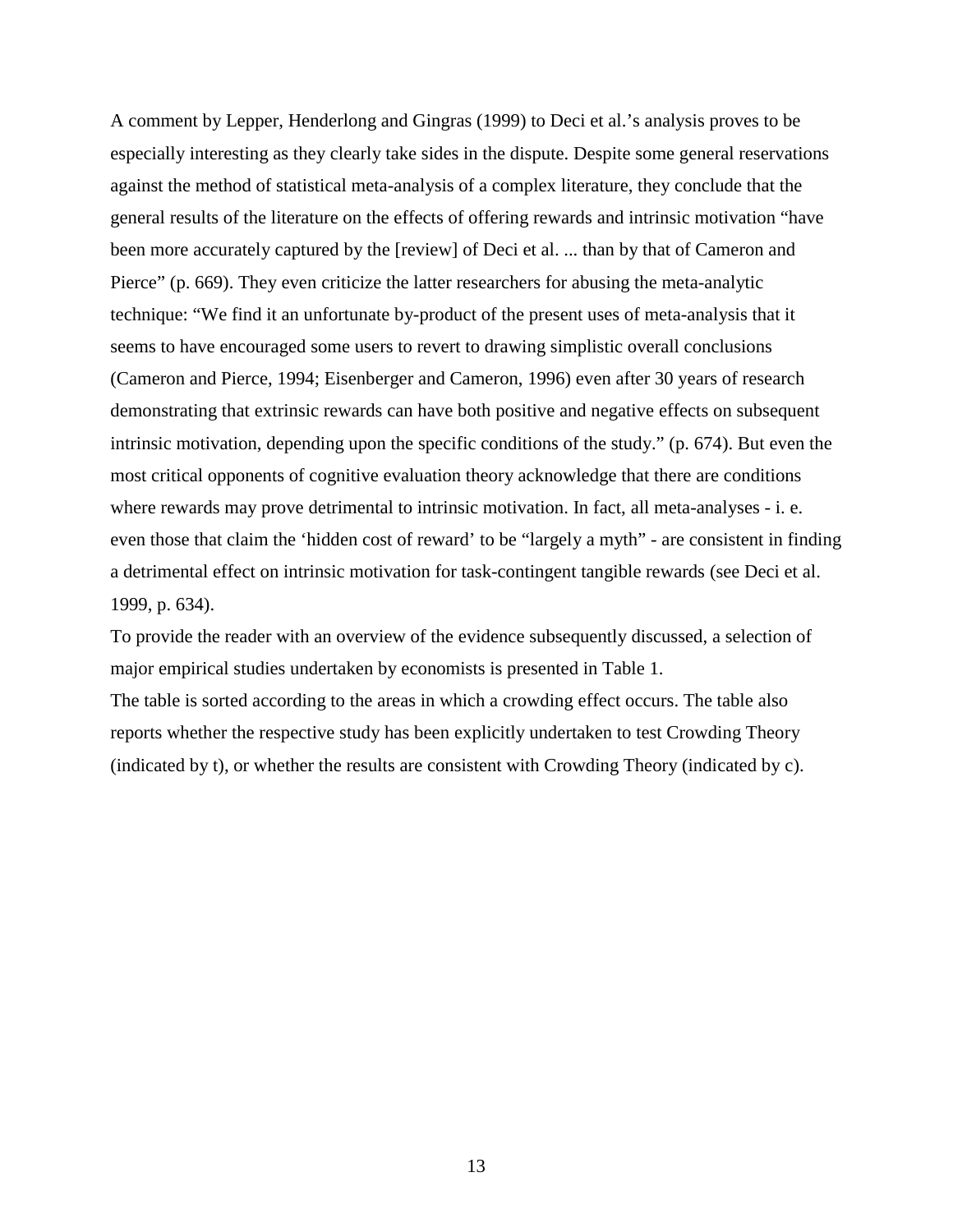A comment by Lepper, Henderlong and Gingras (1999) to Deci et al.'s analysis proves to be especially interesting as they clearly take sides in the dispute. Despite some general reservations against the method of statistical meta-analysis of a complex literature, they conclude that the general results of the literature on the effects of offering rewards and intrinsic motivation "have been more accurately captured by the [review] of Deci et al. ... than by that of Cameron and Pierce" (p. 669). They even criticize the latter researchers for abusing the meta-analytic technique: "We find it an unfortunate by-product of the present uses of meta-analysis that it seems to have encouraged some users to revert to drawing simplistic overall conclusions (Cameron and Pierce, 1994; Eisenberger and Cameron, 1996) even after 30 years of research demonstrating that extrinsic rewards can have both positive and negative effects on subsequent intrinsic motivation, depending upon the specific conditions of the study." (p. 674). But even the most critical opponents of cognitive evaluation theory acknowledge that there are conditions where rewards may prove detrimental to intrinsic motivation. In fact, all meta-analyses - i. e. even those that claim the 'hidden cost of reward' to be "largely a myth" - are consistent in finding a detrimental effect on intrinsic motivation for task-contingent tangible rewards (see Deci et al. 1999, p. 634).

To provide the reader with an overview of the evidence subsequently discussed, a selection of major empirical studies undertaken by economists is presented in Table 1.

The table is sorted according to the areas in which a crowding effect occurs. The table also reports whether the respective study has been explicitly undertaken to test Crowding Theory (indicated by t), or whether the results are consistent with Crowding Theory (indicated by c).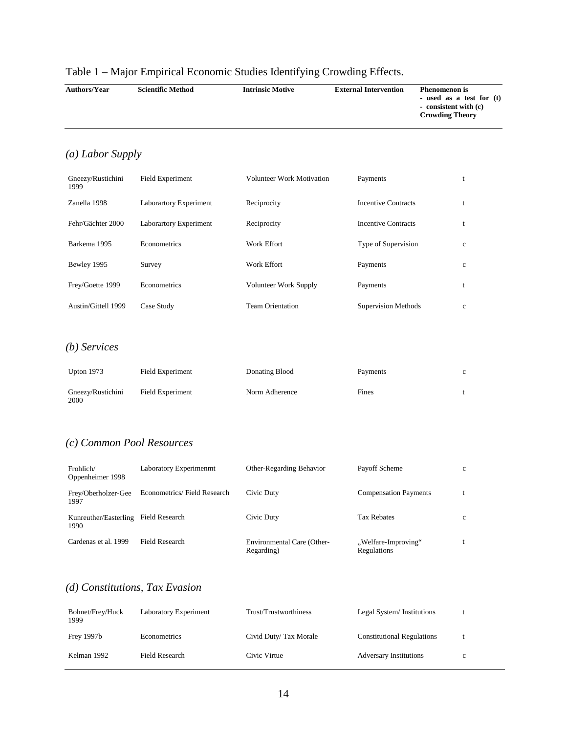Table 1 – Major Empirical Economic Studies Identifying Crowding Effects.

| Authors/Year | Scientific Method | Intrinsic Motive | External Intervention | Phenomenon is - used as a test for (t) - consistent with (c) Crowding Theory |
|---|---|---|---|---|
| *(a) Labor Supply* | | | | |
| Gneezy/Rustichini 1999 | Field Experiment | Volunteer Work Motivation | Payments | t |
| Zanella 1998 | Laborartory Experiment | Reciprocity | Incentive Contracts | t |
| Fehr/Gächter 2000 | Laborartory Experiment | Reciprocity | Incentive Contracts | t |
| Barkema 1995 | Econometrics | Work Effort | Type of Supervision | c |
| Bewley 1995 | Survey | Work Effort | Payments | c |
| Frey/Goette 1999 | Econometrics | Volunteer Work Supply | Payments | t |
| Austin/Gittell 1999 | Case Study | Team Orientation | Supervision Methods | c |
| *(b) Services* | | | | |
| Upton 1973 | Field Experiment | Donating Blood | Payments | c |
| Gneezy/Rustichini 2000 | Field Experiment | Norm Adherence | Fines | t |
| *(c) Common Pool Resources* | | | | |
| Frohlich/ Oppenheimer 1998 | Laboratory Experimenmt | Other-Regarding Behavior | Payoff Scheme | c |
| Frey/Oberholzer-Gee 1997 | Econometrics/ Field Research | Civic Duty | Compensation Payments | t |
| Kunreuther/Easterling 1990 | Field Research | Civic Duty | Tax Rebates | c |
| Cardenas et al. 1999 | Field Research | Environmental Care (Other-Regarding) | „Welfare-Improving" Regulations | t |
| *(d) Constitutions, Tax Evasion* | | | | |
| Bohnet/Frey/Huck 1999 | Laboratory Experiment | Trust/Trustworthiness | Legal System/ Institutions | t |
| Frey 1997b | Econometrics | Civid Duty/ Tax Morale | Constitutional Regulations | t |
| Kelman 1992 | Field Research | Civic Virtue | Adversary Institutions | c |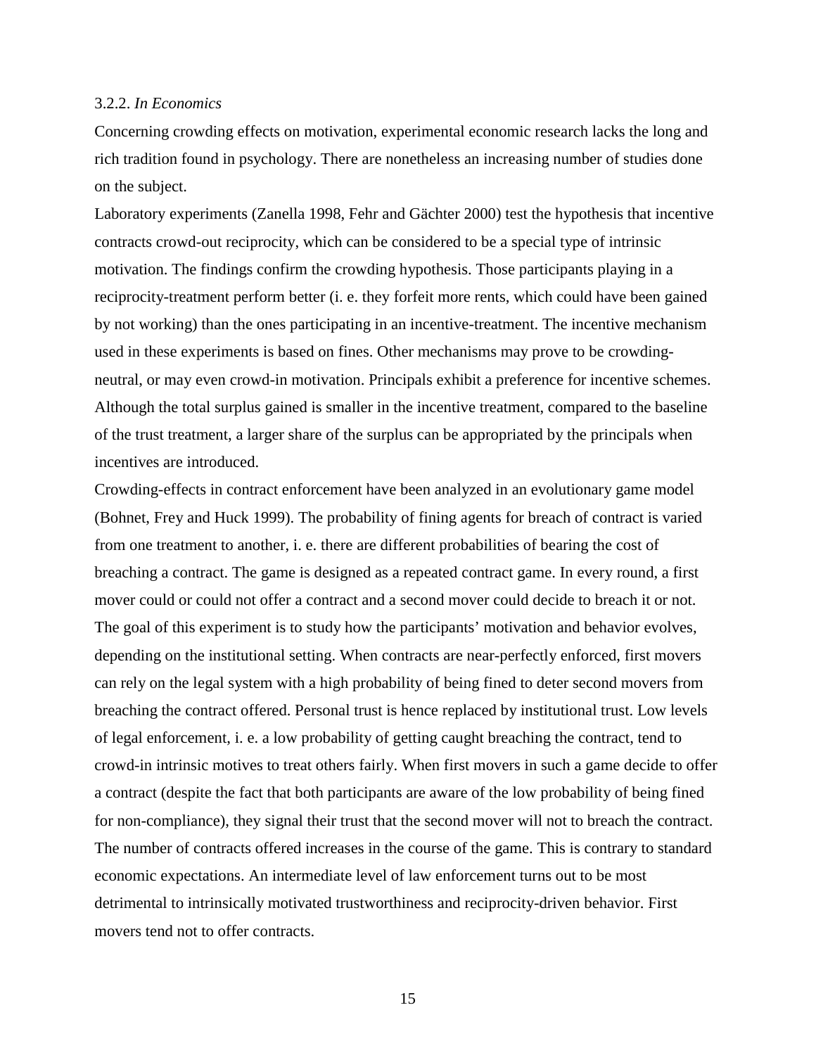### 3.2.2. *In Economics*

Concerning crowding effects on motivation, experimental economic research lacks the long and rich tradition found in psychology. There are nonetheless an increasing number of studies done on the subject.

Laboratory experiments (Zanella 1998, Fehr and Gächter 2000) test the hypothesis that incentive contracts crowd-out reciprocity, which can be considered to be a special type of intrinsic motivation. The findings confirm the crowding hypothesis. Those participants playing in a reciprocity-treatment perform better (i. e. they forfeit more rents, which could have been gained by not working) than the ones participating in an incentive-treatment. The incentive mechanism used in these experiments is based on fines. Other mechanisms may prove to be crowding-neutral, or may even crowd-in motivation. Principals exhibit a preference for incentive schemes. Although the total surplus gained is smaller in the incentive treatment, compared to the baseline of the trust treatment, a larger share of the surplus can be appropriated by the principals when incentives are introduced.

Crowding-effects in contract enforcement have been analyzed in an evolutionary game model (Bohnet, Frey and Huck 1999). The probability of fining agents for breach of contract is varied from one treatment to another, i. e. there are different probabilities of bearing the cost of breaching a contract. The game is designed as a repeated contract game. In every round, a first mover could or could not offer a contract and a second mover could decide to breach it or not. The goal of this experiment is to study how the participants' motivation and behavior evolves, depending on the institutional setting. When contracts are near-perfectly enforced, first movers can rely on the legal system with a high probability of being fined to deter second movers from breaching the contract offered. Personal trust is hence replaced by institutional trust. Low levels of legal enforcement, i. e. a low probability of getting caught breaching the contract, tend to crowd-in intrinsic motives to treat others fairly. When first movers in such a game decide to offer a contract (despite the fact that both participants are aware of the low probability of being fined for non-compliance), they signal their trust that the second mover will not to breach the contract. The number of contracts offered increases in the course of the game. This is contrary to standard economic expectations. An intermediate level of law enforcement turns out to be most detrimental to intrinsically motivated trustworthiness and reciprocity-driven behavior. First movers tend not to offer contracts.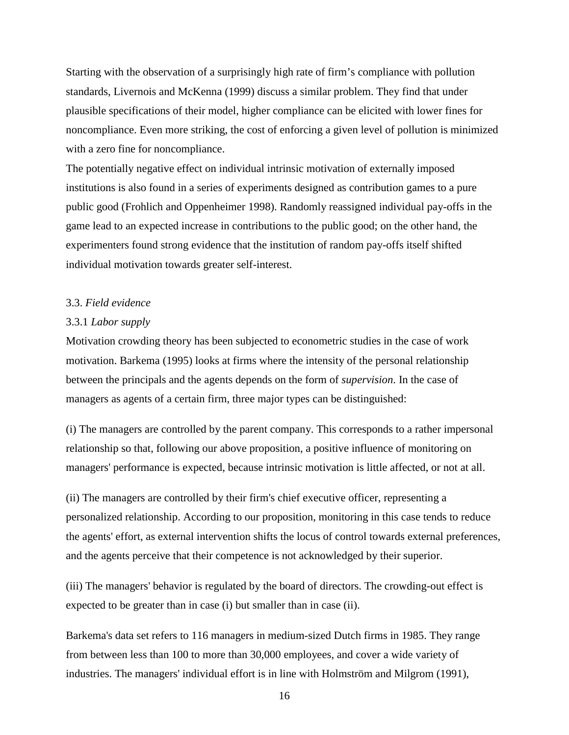Starting with the observation of a surprisingly high rate of firm's compliance with pollution standards, Livernois and McKenna (1999) discuss a similar problem. They find that under plausible specifications of their model, higher compliance can be elicited with lower fines for noncompliance. Even more striking, the cost of enforcing a given level of pollution is minimized with a zero fine for noncompliance.

The potentially negative effect on individual intrinsic motivation of externally imposed institutions is also found in a series of experiments designed as contribution games to a pure public good (Frohlich and Oppenheimer 1998). Randomly reassigned individual pay-offs in the game lead to an expected increase in contributions to the public good; on the other hand, the experimenters found strong evidence that the institution of random pay-offs itself shifted individual motivation towards greater self-interest.

### 3.3. *Field evidence*

#### 3.3.1 *Labor supply*

Motivation crowding theory has been subjected to econometric studies in the case of work motivation. Barkema (1995) looks at firms where the intensity of the personal relationship between the principals and the agents depends on the form of *supervision*. In the case of managers as agents of a certain firm, three major types can be distinguished:

(i) The managers are controlled by the parent company. This corresponds to a rather impersonal relationship so that, following our above proposition, a positive influence of monitoring on managers' performance is expected, because intrinsic motivation is little affected, or not at all.

(ii) The managers are controlled by their firm's chief executive officer, representing a personalized relationship. According to our proposition, monitoring in this case tends to reduce the agents' effort, as external intervention shifts the locus of control towards external preferences, and the agents perceive that their competence is not acknowledged by their superior.

(iii) The managers' behavior is regulated by the board of directors. The crowding-out effect is expected to be greater than in case (i) but smaller than in case (ii).

Barkema's data set refers to 116 managers in medium-sized Dutch firms in 1985. They range from between less than 100 to more than 30,000 employees, and cover a wide variety of industries. The managers' individual effort is in line with Holmström and Milgrom (1991),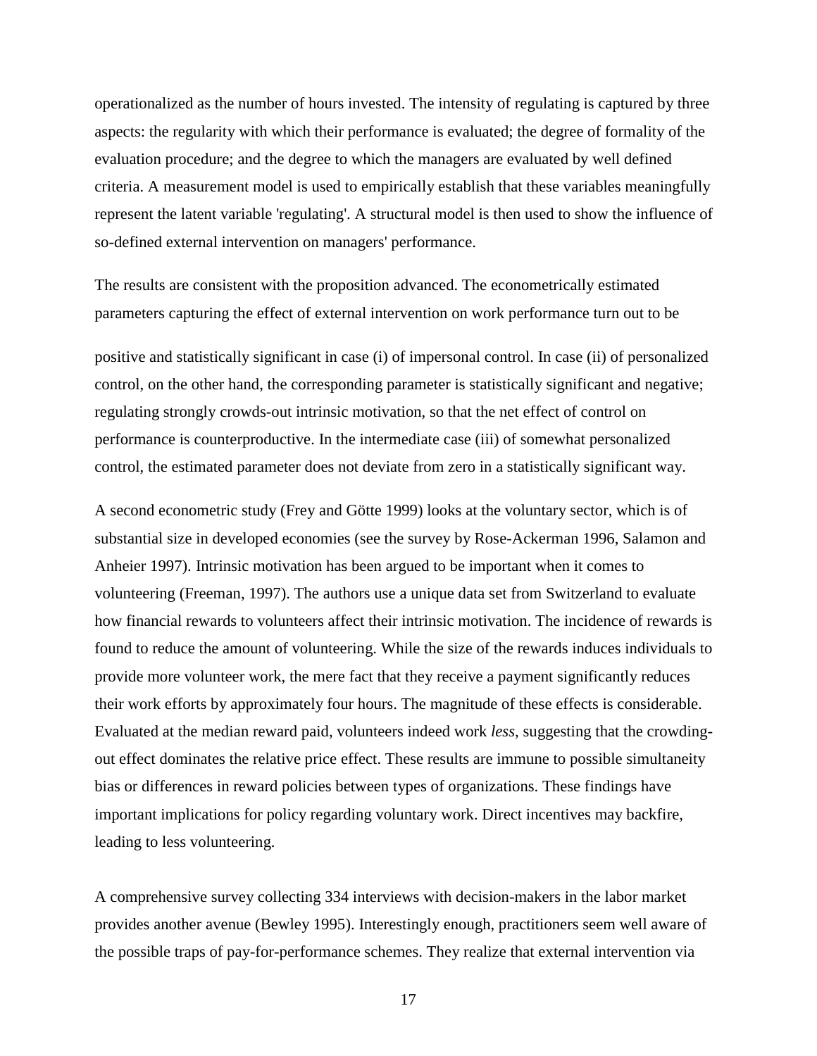operationalized as the number of hours invested. The intensity of regulating is captured by three aspects: the regularity with which their performance is evaluated; the degree of formality of the evaluation procedure; and the degree to which the managers are evaluated by well defined criteria. A measurement model is used to empirically establish that these variables meaningfully represent the latent variable 'regulating'. A structural model is then used to show the influence of so-defined external intervention on managers' performance.

The results are consistent with the proposition advanced. The econometrically estimated parameters capturing the effect of external intervention on work performance turn out to be positive and statistically significant in case (i) of impersonal control. In case (ii) of personalized control, on the other hand, the corresponding parameter is statistically significant and negative; regulating strongly crowds-out intrinsic motivation, so that the net effect of control on performance is counterproductive. In the intermediate case (iii) of somewhat personalized control, the estimated parameter does not deviate from zero in a statistically significant way.

A second econometric study (Frey and Götte 1999) looks at the voluntary sector, which is of substantial size in developed economies (see the survey by Rose-Ackerman 1996, Salamon and Anheier 1997). Intrinsic motivation has been argued to be important when it comes to volunteering (Freeman, 1997). The authors use a unique data set from Switzerland to evaluate how financial rewards to volunteers affect their intrinsic motivation. The incidence of rewards is found to reduce the amount of volunteering. While the size of the rewards induces individuals to provide more volunteer work, the mere fact that they receive a payment significantly reduces their work efforts by approximately four hours. The magnitude of these effects is considerable. Evaluated at the median reward paid, volunteers indeed work *less*, suggesting that the crowding-out effect dominates the relative price effect. These results are immune to possible simultaneity bias or differences in reward policies between types of organizations. These findings have important implications for policy regarding voluntary work. Direct incentives may backfire, leading to less volunteering.

A comprehensive survey collecting 334 interviews with decision-makers in the labor market provides another avenue (Bewley 1995). Interestingly enough, practitioners seem well aware of the possible traps of pay-for-performance schemes. They realize that external intervention via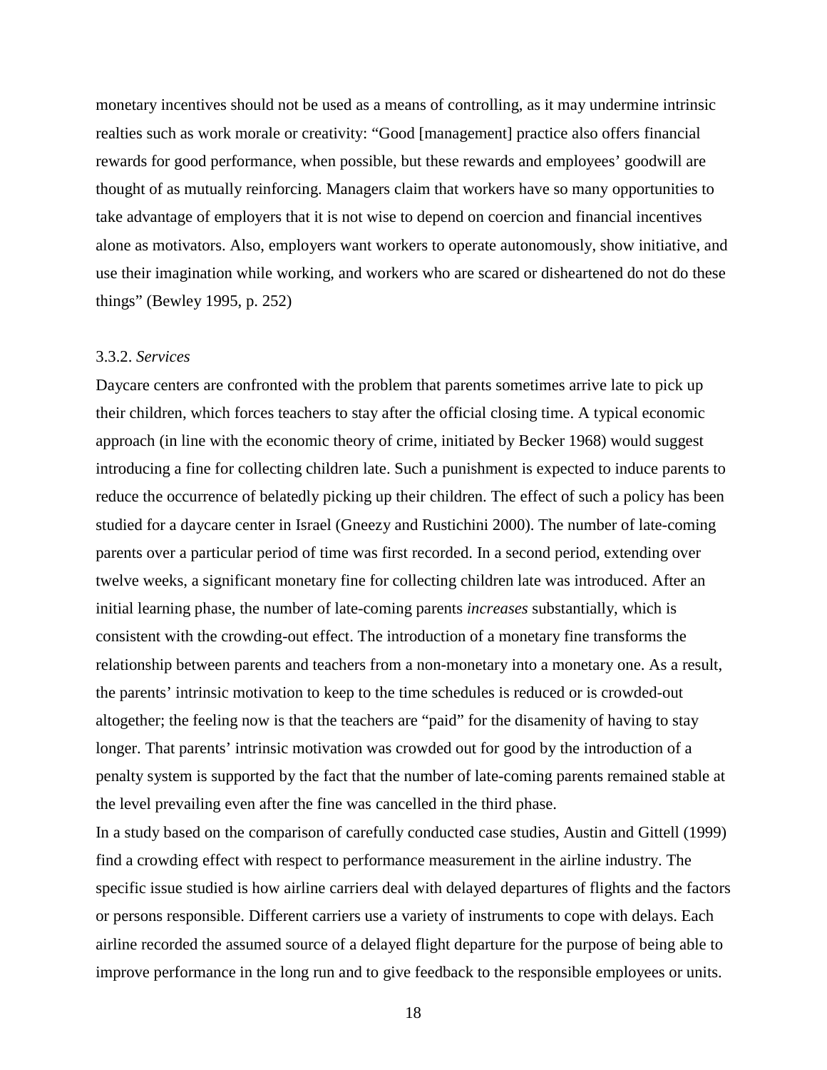monetary incentives should not be used as a means of controlling, as it may undermine intrinsic realties such as work morale or creativity: "Good [management] practice also offers financial rewards for good performance, when possible, but these rewards and employees' goodwill are thought of as mutually reinforcing. Managers claim that workers have so many opportunities to take advantage of employers that it is not wise to depend on coercion and financial incentives alone as motivators. Also, employers want workers to operate autonomously, show initiative, and use their imagination while working, and workers who are scared or disheartened do not do these things" (Bewley 1995, p. 252)

### 3.3.2. *Services*

Daycare centers are confronted with the problem that parents sometimes arrive late to pick up their children, which forces teachers to stay after the official closing time. A typical economic approach (in line with the economic theory of crime, initiated by Becker 1968) would suggest introducing a fine for collecting children late. Such a punishment is expected to induce parents to reduce the occurrence of belatedly picking up their children. The effect of such a policy has been studied for a daycare center in Israel (Gneezy and Rustichini 2000). The number of late-coming parents over a particular period of time was first recorded. In a second period, extending over twelve weeks, a significant monetary fine for collecting children late was introduced. After an initial learning phase, the number of late-coming parents *increases* substantially, which is consistent with the crowding-out effect. The introduction of a monetary fine transforms the relationship between parents and teachers from a non-monetary into a monetary one. As a result, the parents' intrinsic motivation to keep to the time schedules is reduced or is crowded-out altogether; the feeling now is that the teachers are "paid" for the disamenity of having to stay longer. That parents' intrinsic motivation was crowded out for good by the introduction of a penalty system is supported by the fact that the number of late-coming parents remained stable at the level prevailing even after the fine was cancelled in the third phase.

In a study based on the comparison of carefully conducted case studies, Austin and Gittell (1999) find a crowding effect with respect to performance measurement in the airline industry. The specific issue studied is how airline carriers deal with delayed departures of flights and the factors or persons responsible. Different carriers use a variety of instruments to cope with delays. Each airline recorded the assumed source of a delayed flight departure for the purpose of being able to improve performance in the long run and to give feedback to the responsible employees or units.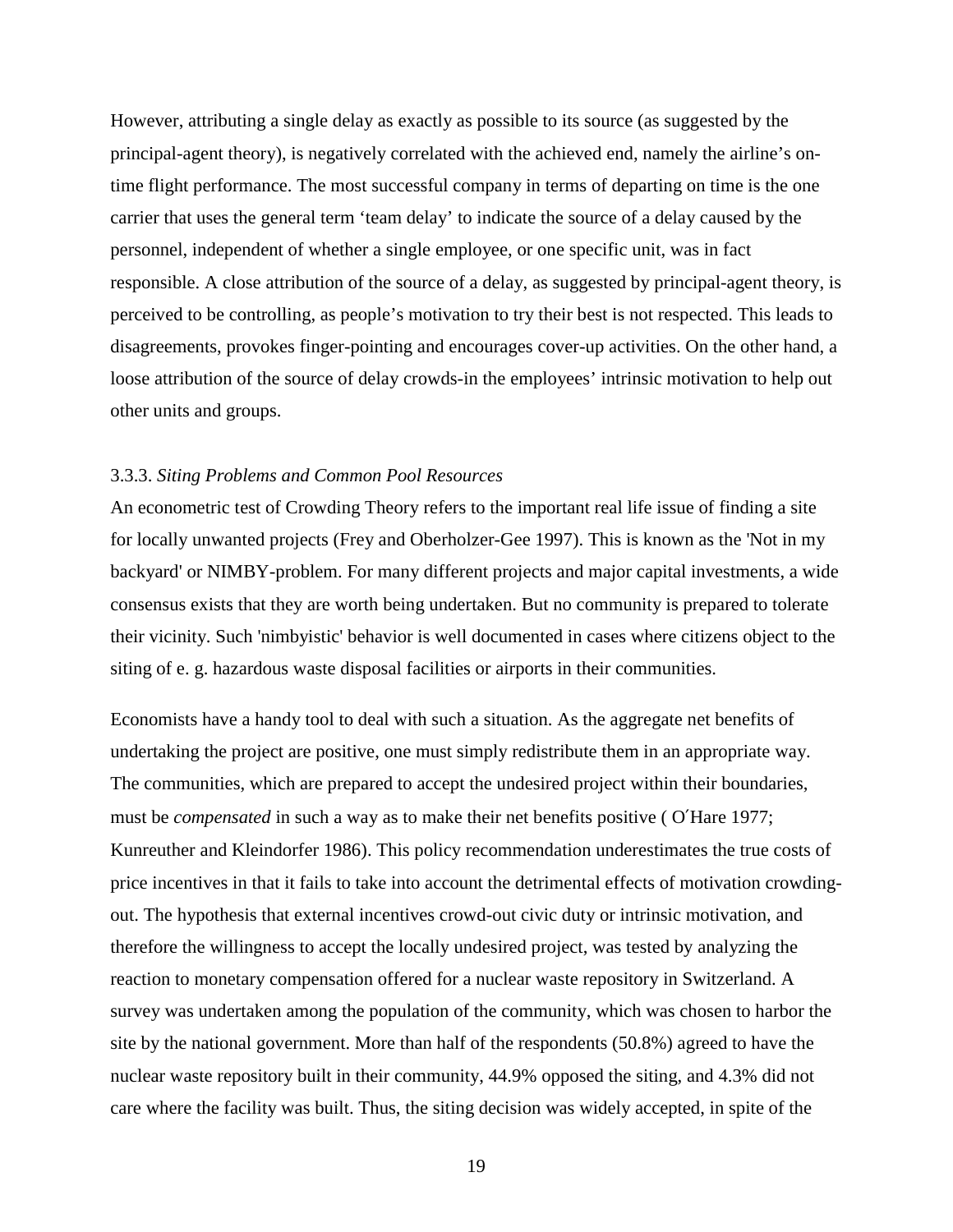However, attributing a single delay as exactly as possible to its source (as suggested by the principal-agent theory), is negatively correlated with the achieved end, namely the airline's on-time flight performance. The most successful company in terms of departing on time is the one carrier that uses the general term 'team delay' to indicate the source of a delay caused by the personnel, independent of whether a single employee, or one specific unit, was in fact responsible. A close attribution of the source of a delay, as suggested by principal-agent theory, is perceived to be controlling, as people's motivation to try their best is not respected. This leads to disagreements, provokes finger-pointing and encourages cover-up activities. On the other hand, a loose attribution of the source of delay crowds-in the employees' intrinsic motivation to help out other units and groups.

### 3.3.3. *Siting Problems and Common Pool Resources*

An econometric test of Crowding Theory refers to the important real life issue of finding a site for locally unwanted projects (Frey and Oberholzer-Gee 1997). This is known as the 'Not in my backyard' or NIMBY-problem. For many different projects and major capital investments, a wide consensus exists that they are worth being undertaken. But no community is prepared to tolerate their vicinity. Such 'nimbyistic' behavior is well documented in cases where citizens object to the siting of e. g. hazardous waste disposal facilities or airports in their communities.

Economists have a handy tool to deal with such a situation. As the aggregate net benefits of undertaking the project are positive, one must simply redistribute them in an appropriate way. The communities, which are prepared to accept the undesired project within their boundaries, must be *compensated* in such a way as to make their net benefits positive ( O´Hare 1977; Kunreuther and Kleindorfer 1986). This policy recommendation underestimates the true costs of price incentives in that it fails to take into account the detrimental effects of motivation crowding-out. The hypothesis that external incentives crowd-out civic duty or intrinsic motivation, and therefore the willingness to accept the locally undesired project, was tested by analyzing the reaction to monetary compensation offered for a nuclear waste repository in Switzerland. A survey was undertaken among the population of the community, which was chosen to harbor the site by the national government. More than half of the respondents (50.8%) agreed to have the nuclear waste repository built in their community, 44.9% opposed the siting, and 4.3% did not care where the facility was built. Thus, the siting decision was widely accepted, in spite of the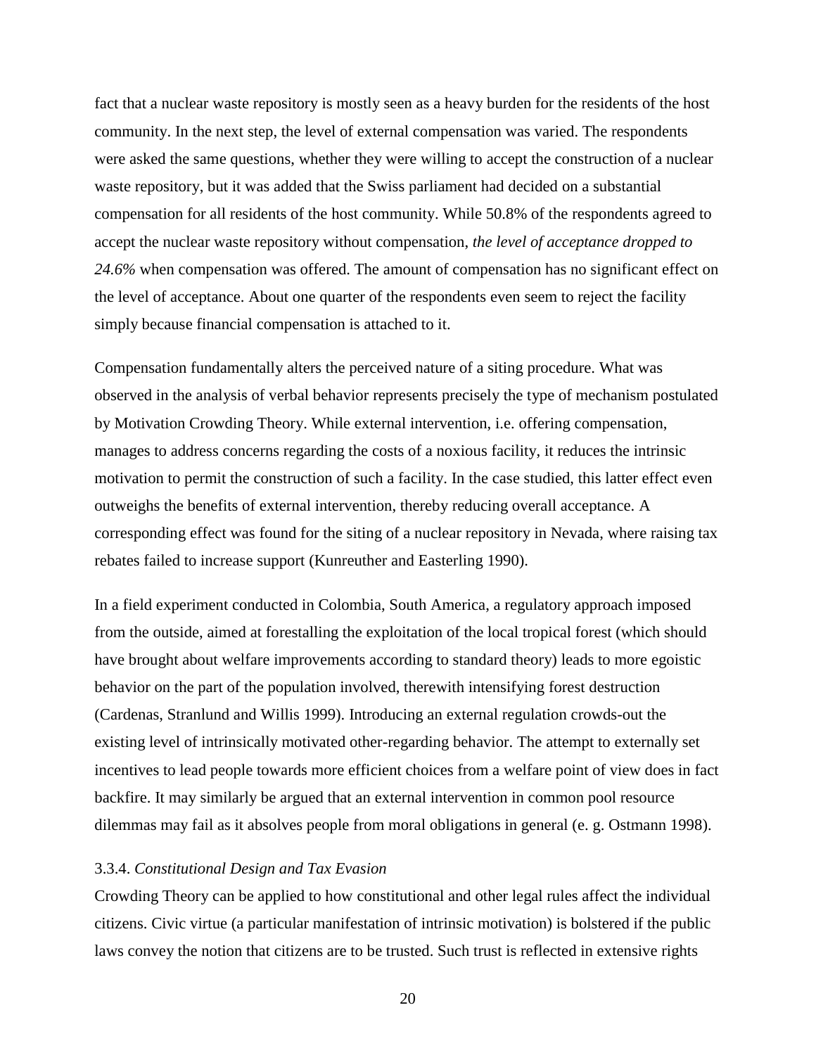fact that a nuclear waste repository is mostly seen as a heavy burden for the residents of the host community. In the next step, the level of external compensation was varied. The respondents were asked the same questions, whether they were willing to accept the construction of a nuclear waste repository, but it was added that the Swiss parliament had decided on a substantial compensation for all residents of the host community. While 50.8% of the respondents agreed to accept the nuclear waste repository without compensation, *the level of acceptance dropped to 24.6%* when compensation was offered. The amount of compensation has no significant effect on the level of acceptance. About one quarter of the respondents even seem to reject the facility simply because financial compensation is attached to it.

Compensation fundamentally alters the perceived nature of a siting procedure. What was observed in the analysis of verbal behavior represents precisely the type of mechanism postulated by Motivation Crowding Theory. While external intervention, i.e. offering compensation, manages to address concerns regarding the costs of a noxious facility, it reduces the intrinsic motivation to permit the construction of such a facility. In the case studied, this latter effect even outweighs the benefits of external intervention, thereby reducing overall acceptance. A corresponding effect was found for the siting of a nuclear repository in Nevada, where raising tax rebates failed to increase support (Kunreuther and Easterling 1990).

In a field experiment conducted in Colombia, South America, a regulatory approach imposed from the outside, aimed at forestalling the exploitation of the local tropical forest (which should have brought about welfare improvements according to standard theory) leads to more egoistic behavior on the part of the population involved, therewith intensifying forest destruction (Cardenas, Stranlund and Willis 1999). Introducing an external regulation crowds-out the existing level of intrinsically motivated other-regarding behavior. The attempt to externally set incentives to lead people towards more efficient choices from a welfare point of view does in fact backfire. It may similarly be argued that an external intervention in common pool resource dilemmas may fail as it absolves people from moral obligations in general (e. g. Ostmann 1998).

### 3.3.4. *Constitutional Design and Tax Evasion*

Crowding Theory can be applied to how constitutional and other legal rules affect the individual citizens. Civic virtue (a particular manifestation of intrinsic motivation) is bolstered if the public laws convey the notion that citizens are to be trusted. Such trust is reflected in extensive rights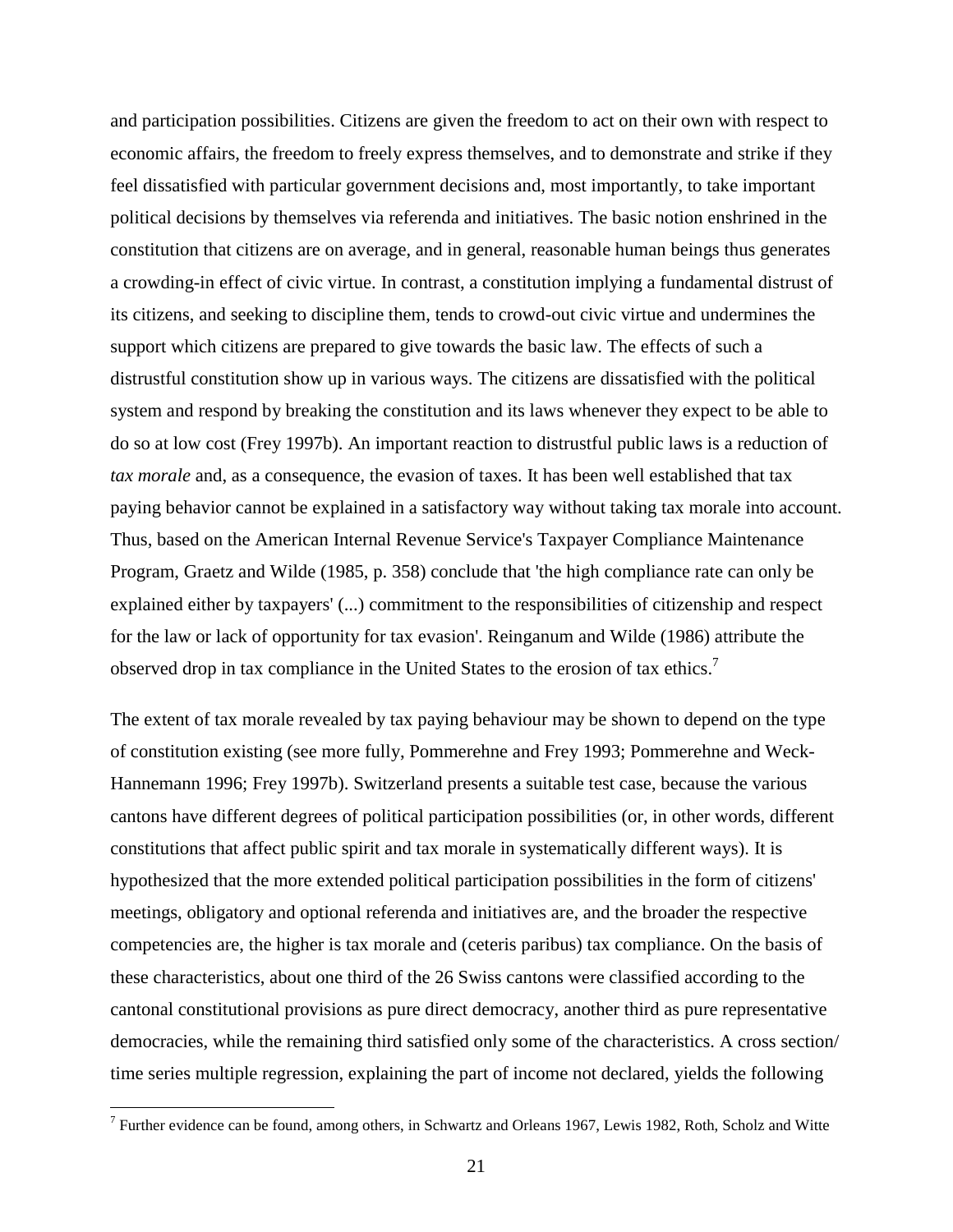and participation possibilities. Citizens are given the freedom to act on their own with respect to economic affairs, the freedom to freely express themselves, and to demonstrate and strike if they feel dissatisfied with particular government decisions and, most importantly, to take important political decisions by themselves via referenda and initiatives. The basic notion enshrined in the constitution that citizens are on average, and in general, reasonable human beings thus generates a crowding-in effect of civic virtue. In contrast, a constitution implying a fundamental distrust of its citizens, and seeking to discipline them, tends to crowd-out civic virtue and undermines the support which citizens are prepared to give towards the basic law. The effects of such a distrustful constitution show up in various ways. The citizens are dissatisfied with the political system and respond by breaking the constitution and its laws whenever they expect to be able to do so at low cost (Frey 1997b). An important reaction to distrustful public laws is a reduction of *tax morale* and, as a consequence, the evasion of taxes. It has been well established that tax paying behavior cannot be explained in a satisfactory way without taking tax morale into account. Thus, based on the American Internal Revenue Service's Taxpayer Compliance Maintenance Program, Graetz and Wilde (1985, p. 358) conclude that 'the high compliance rate can only be explained either by taxpayers' (...) commitment to the responsibilities of citizenship and respect for the law or lack of opportunity for tax evasion'. Reinganum and Wilde (1986) attribute the observed drop in tax compliance in the United States to the erosion of tax ethics.[7]

The extent of tax morale revealed by tax paying behaviour may be shown to depend on the type of constitution existing (see more fully, Pommerehne and Frey 1993; Pommerehne and Weck-Hannemann 1996; Frey 1997b). Switzerland presents a suitable test case, because the various cantons have different degrees of political participation possibilities (or, in other words, different constitutions that affect public spirit and tax morale in systematically different ways). It is hypothesized that the more extended political participation possibilities in the form of citizens' meetings, obligatory and optional referenda and initiatives are, and the broader the respective competencies are, the higher is tax morale and (ceteris paribus) tax compliance. On the basis of these characteristics, about one third of the 26 Swiss cantons were classified according to the cantonal constitutional provisions as pure direct democracy, another third as pure representative democracies, while the remaining third satisfied only some of the characteristics. A cross section/ time series multiple regression, explaining the part of income not declared, yields the following

[7] Further evidence can be found, among others, in Schwartz and Orleans 1967, Lewis 1982, Roth, Scholz and Witte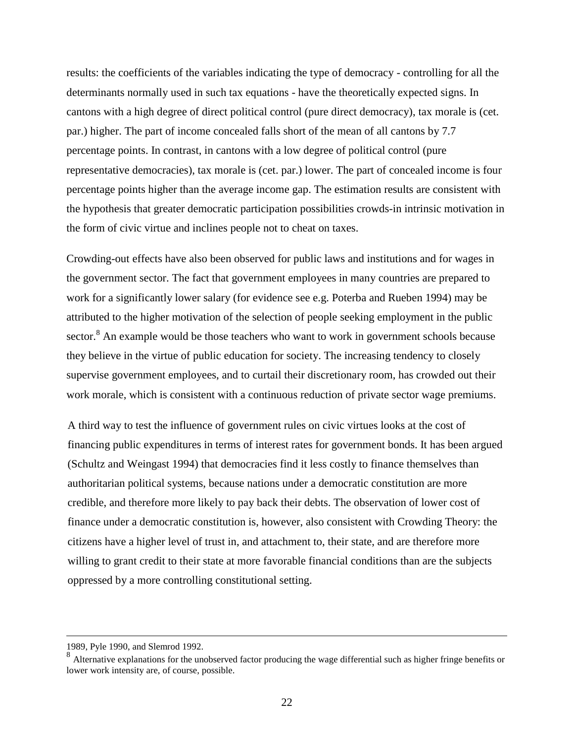results: the coefficients of the variables indicating the type of democracy - controlling for all the determinants normally used in such tax equations - have the theoretically expected signs. In cantons with a high degree of direct political control (pure direct democracy), tax morale is (cet. par.) higher. The part of income concealed falls short of the mean of all cantons by 7.7 percentage points. In contrast, in cantons with a low degree of political control (pure representative democracies), tax morale is (cet. par.) lower. The part of concealed income is four percentage points higher than the average income gap. The estimation results are consistent with the hypothesis that greater democratic participation possibilities crowds-in intrinsic motivation in the form of civic virtue and inclines people not to cheat on taxes.

Crowding-out effects have also been observed for public laws and institutions and for wages in the government sector. The fact that government employees in many countries are prepared to work for a significantly lower salary (for evidence see e.g. Poterba and Rueben 1994) may be attributed to the higher motivation of the selection of people seeking employment in the public sector.[8] An example would be those teachers who want to work in government schools because they believe in the virtue of public education for society. The increasing tendency to closely supervise government employees, and to curtail their discretionary room, has crowded out their work morale, which is consistent with a continuous reduction of private sector wage premiums.

A third way to test the influence of government rules on civic virtues looks at the cost of financing public expenditures in terms of interest rates for government bonds. It has been argued (Schultz and Weingast 1994) that democracies find it less costly to finance themselves than authoritarian political systems, because nations under a democratic constitution are more credible, and therefore more likely to pay back their debts. The observation of lower cost of finance under a democratic constitution is, however, also consistent with Crowding Theory: the citizens have a higher level of trust in, and attachment to, their state, and are therefore more willing to grant credit to their state at more favorable financial conditions than are the subjects oppressed by a more controlling constitutional setting.

---

1989, Pyle 1990, and Slemrod 1992.

[8] Alternative explanations for the unobserved factor producing the wage differential such as higher fringe benefits or lower work intensity are, of course, possible.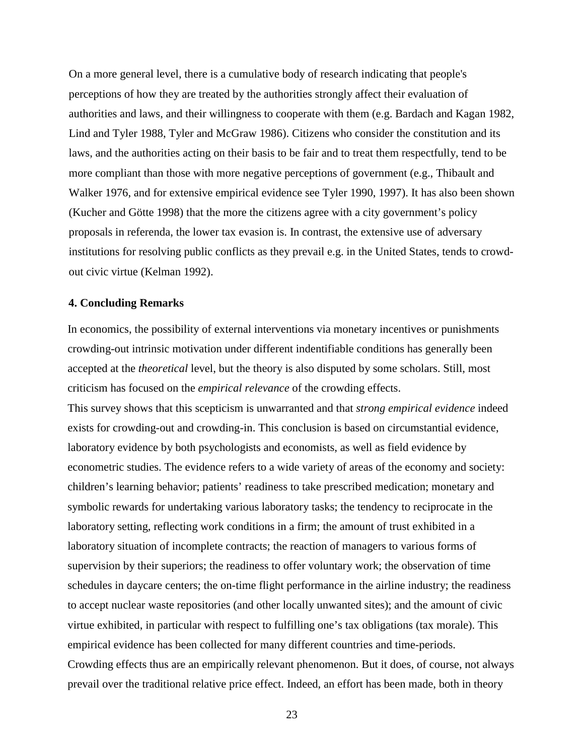On a more general level, there is a cumulative body of research indicating that people's perceptions of how they are treated by the authorities strongly affect their evaluation of authorities and laws, and their willingness to cooperate with them (e.g. Bardach and Kagan 1982, Lind and Tyler 1988, Tyler and McGraw 1986). Citizens who consider the constitution and its laws, and the authorities acting on their basis to be fair and to treat them respectfully, tend to be more compliant than those with more negative perceptions of government (e.g., Thibault and Walker 1976, and for extensive empirical evidence see Tyler 1990, 1997). It has also been shown (Kucher and Götte 1998) that the more the citizens agree with a city government's policy proposals in referenda, the lower tax evasion is. In contrast, the extensive use of adversary institutions for resolving public conflicts as they prevail e.g. in the United States, tends to crowd-out civic virtue (Kelman 1992).

## 4. Concluding Remarks

In economics, the possibility of external interventions via monetary incentives or punishments crowding-out intrinsic motivation under different indentifiable conditions has generally been accepted at the *theoretical* level, but the theory is also disputed by some scholars. Still, most criticism has focused on the *empirical relevance* of the crowding effects.

This survey shows that this scepticism is unwarranted and that *strong empirical evidence* indeed exists for crowding-out and crowding-in. This conclusion is based on circumstantial evidence, laboratory evidence by both psychologists and economists, as well as field evidence by econometric studies. The evidence refers to a wide variety of areas of the economy and society: children's learning behavior; patients' readiness to take prescribed medication; monetary and symbolic rewards for undertaking various laboratory tasks; the tendency to reciprocate in the laboratory setting, reflecting work conditions in a firm; the amount of trust exhibited in a laboratory situation of incomplete contracts; the reaction of managers to various forms of supervision by their superiors; the readiness to offer voluntary work; the observation of time schedules in daycare centers; the on-time flight performance in the airline industry; the readiness to accept nuclear waste repositories (and other locally unwanted sites); and the amount of civic virtue exhibited, in particular with respect to fulfilling one's tax obligations (tax morale). This empirical evidence has been collected for many different countries and time-periods.

Crowding effects thus are an empirically relevant phenomenon. But it does, of course, not always prevail over the traditional relative price effect. Indeed, an effort has been made, both in theory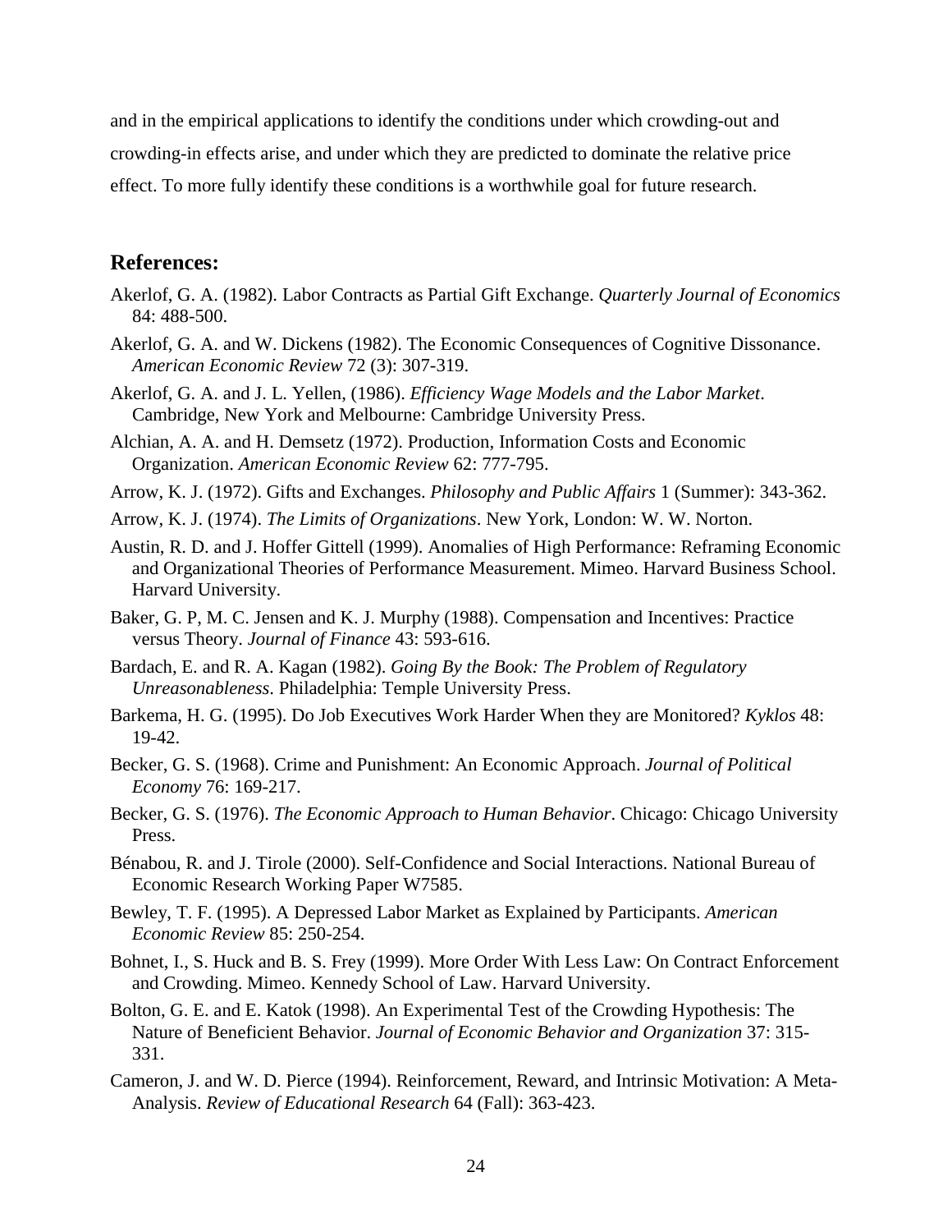and in the empirical applications to identify the conditions under which crowding-out and crowding-in effects arise, and under which they are predicted to dominate the relative price effect. To more fully identify these conditions is a worthwhile goal for future research.

## References:

Akerlof, G. A. (1982). Labor Contracts as Partial Gift Exchange. *Quarterly Journal of Economics* 84: 488-500.

Akerlof, G. A. and W. Dickens (1982). The Economic Consequences of Cognitive Dissonance. *American Economic Review* 72 (3): 307-319.

Akerlof, G. A. and J. L. Yellen, (1986). *Efficiency Wage Models and the Labor Market*. Cambridge, New York and Melbourne: Cambridge University Press.

Alchian, A. A. and H. Demsetz (1972). Production, Information Costs and Economic Organization. *American Economic Review* 62: 777-795.

Arrow, K. J. (1972). Gifts and Exchanges. *Philosophy and Public Affairs* 1 (Summer): 343-362.

Arrow, K. J. (1974). *The Limits of Organizations*. New York, London: W. W. Norton.

Austin, R. D. and J. Hoffer Gittell (1999). Anomalies of High Performance: Reframing Economic and Organizational Theories of Performance Measurement. Mimeo. Harvard Business School. Harvard University.

Baker, G. P, M. C. Jensen and K. J. Murphy (1988). Compensation and Incentives: Practice versus Theory. *Journal of Finance* 43: 593-616.

Bardach, E. and R. A. Kagan (1982). *Going By the Book: The Problem of Regulatory Unreasonableness*. Philadelphia: Temple University Press.

Barkema, H. G. (1995). Do Job Executives Work Harder When they are Monitored? *Kyklos* 48: 19-42.

Becker, G. S. (1968). Crime and Punishment: An Economic Approach. *Journal of Political Economy* 76: 169-217.

Becker, G. S. (1976). *The Economic Approach to Human Behavior*. Chicago: Chicago University Press.

Bénabou, R. and J. Tirole (2000). Self-Confidence and Social Interactions. National Bureau of Economic Research Working Paper W7585.

Bewley, T. F. (1995). A Depressed Labor Market as Explained by Participants. *American Economic Review* 85: 250-254.

Bohnet, I., S. Huck and B. S. Frey (1999). More Order With Less Law: On Contract Enforcement and Crowding. Mimeo. Kennedy School of Law. Harvard University.

Bolton, G. E. and E. Katok (1998). An Experimental Test of the Crowding Hypothesis: The Nature of Beneficient Behavior. *Journal of Economic Behavior and Organization* 37: 315-331.

Cameron, J. and W. D. Pierce (1994). Reinforcement, Reward, and Intrinsic Motivation: A Meta-Analysis. *Review of Educational Research* 64 (Fall): 363-423.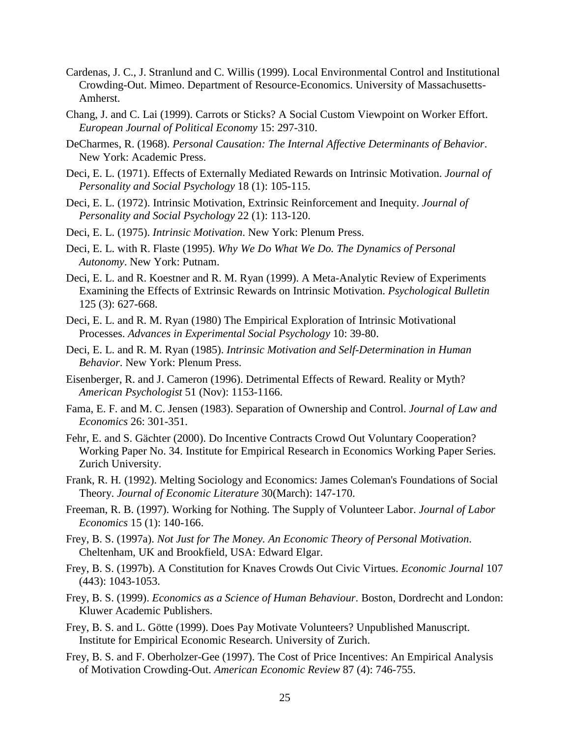Cardenas, J. C., J. Stranlund and C. Willis (1999). Local Environmental Control and Institutional Crowding-Out. Mimeo. Department of Resource-Economics. University of Massachusetts-Amherst.

Chang, J. and C. Lai (1999). Carrots or Sticks? A Social Custom Viewpoint on Worker Effort. *European Journal of Political Economy* 15: 297-310.

DeCharmes, R. (1968). *Personal Causation: The Internal Affective Determinants of Behavior*. New York: Academic Press.

Deci, E. L. (1971). Effects of Externally Mediated Rewards on Intrinsic Motivation. *Journal of Personality and Social Psychology* 18 (1): 105-115.

Deci, E. L. (1972). Intrinsic Motivation, Extrinsic Reinforcement and Inequity. *Journal of Personality and Social Psychology* 22 (1): 113-120.

Deci, E. L. (1975). *Intrinsic Motivation*. New York: Plenum Press.

Deci, E. L. with R. Flaste (1995). *Why We Do What We Do. The Dynamics of Personal Autonomy*. New York: Putnam.

Deci, E. L. and R. Koestner and R. M. Ryan (1999). A Meta-Analytic Review of Experiments Examining the Effects of Extrinsic Rewards on Intrinsic Motivation. *Psychological Bulletin* 125 (3): 627-668.

Deci, E. L. and R. M. Ryan (1980) The Empirical Exploration of Intrinsic Motivational Processes. *Advances in Experimental Social Psychology* 10: 39-80.

Deci, E. L. and R. M. Ryan (1985). *Intrinsic Motivation and Self-Determination in Human Behavior*. New York: Plenum Press.

Eisenberger, R. and J. Cameron (1996). Detrimental Effects of Reward. Reality or Myth? *American Psychologist* 51 (Nov): 1153-1166.

Fama, E. F. and M. C. Jensen (1983). Separation of Ownership and Control. *Journal of Law and Economics* 26: 301-351.

Fehr, E. and S. Gächter (2000). Do Incentive Contracts Crowd Out Voluntary Cooperation? Working Paper No. 34. Institute for Empirical Research in Economics Working Paper Series. Zurich University.

Frank, R. H. (1992). Melting Sociology and Economics: James Coleman's Foundations of Social Theory. *Journal of Economic Literature* 30(March): 147-170.

Freeman, R. B. (1997). Working for Nothing. The Supply of Volunteer Labor. *Journal of Labor Economics* 15 (1): 140-166.

Frey, B. S. (1997a). *Not Just for The Money. An Economic Theory of Personal Motivation*. Cheltenham, UK and Brookfield, USA: Edward Elgar.

Frey, B. S. (1997b). A Constitution for Knaves Crowds Out Civic Virtues. *Economic Journal* 107 (443): 1043-1053.

Frey, B. S. (1999). *Economics as a Science of Human Behaviour*. Boston, Dordrecht and London: Kluwer Academic Publishers.

Frey, B. S. and L. Götte (1999). Does Pay Motivate Volunteers? Unpublished Manuscript. Institute for Empirical Economic Research. University of Zurich.

Frey, B. S. and F. Oberholzer-Gee (1997). The Cost of Price Incentives: An Empirical Analysis of Motivation Crowding-Out. *American Economic Review* 87 (4): 746-755.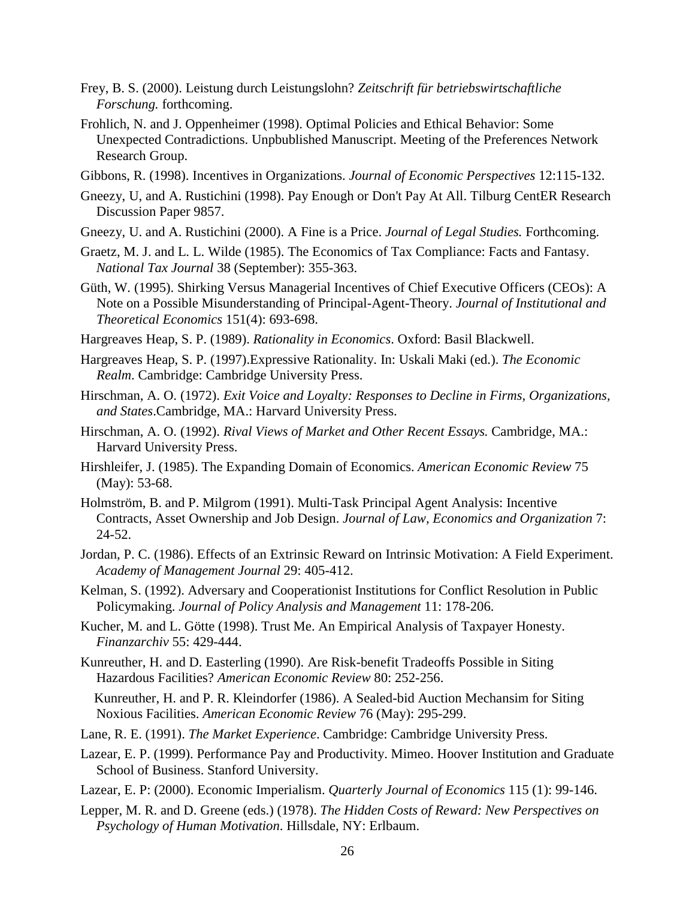Frey, B. S. (2000). Leistung durch Leistungslohn? *Zeitschrift für betriebswirtschaftliche Forschung.* forthcoming.

Frohlich, N. and J. Oppenheimer (1998). Optimal Policies and Ethical Behavior: Some Unexpected Contradictions. Unpbublished Manuscript. Meeting of the Preferences Network Research Group.

Gibbons, R. (1998). Incentives in Organizations. *Journal of Economic Perspectives* 12:115-132.

Gneezy, U, and A. Rustichini (1998). Pay Enough or Don't Pay At All. Tilburg CentER Research Discussion Paper 9857.

Gneezy, U. and A. Rustichini (2000). A Fine is a Price. *Journal of Legal Studies.* Forthcoming.

Graetz, M. J. and L. L. Wilde (1985). The Economics of Tax Compliance: Facts and Fantasy. *National Tax Journal* 38 (September): 355-363.

Güth, W. (1995). Shirking Versus Managerial Incentives of Chief Executive Officers (CEOs): A Note on a Possible Misunderstanding of Principal-Agent-Theory. *Journal of Institutional and Theoretical Economics* 151(4): 693-698.

Hargreaves Heap, S. P. (1989). *Rationality in Economics*. Oxford: Basil Blackwell.

Hargreaves Heap, S. P. (1997).Expressive Rationality. In: Uskali Maki (ed.). *The Economic Realm*. Cambridge: Cambridge University Press.

Hirschman, A. O. (1972). *Exit Voice and Loyalty: Responses to Decline in Firms, Organizations, and States*.Cambridge, MA.: Harvard University Press.

Hirschman, A. O. (1992). *Rival Views of Market and Other Recent Essays.* Cambridge, MA.: Harvard University Press.

Hirshleifer, J. (1985). The Expanding Domain of Economics. *American Economic Review* 75 (May): 53-68.

Holmström, B. and P. Milgrom (1991). Multi-Task Principal Agent Analysis: Incentive Contracts, Asset Ownership and Job Design. *Journal of Law, Economics and Organization* 7: 24-52.

Jordan, P. C. (1986). Effects of an Extrinsic Reward on Intrinsic Motivation: A Field Experiment. *Academy of Management Journal* 29: 405-412.

Kelman, S. (1992). Adversary and Cooperationist Institutions for Conflict Resolution in Public Policymaking. *Journal of Policy Analysis and Management* 11: 178-206.

Kucher, M. and L. Götte (1998). Trust Me. An Empirical Analysis of Taxpayer Honesty. *Finanzarchiv* 55: 429-444.

Kunreuther, H. and D. Easterling (1990). Are Risk-benefit Tradeoffs Possible in Siting Hazardous Facilities? *American Economic Review* 80: 252-256.

Kunreuther, H. and P. R. Kleindorfer (1986). A Sealed-bid Auction Mechansim for Siting Noxious Facilities. *American Economic Review* 76 (May): 295-299.

Lane, R. E. (1991). *The Market Experience*. Cambridge: Cambridge University Press.

Lazear, E. P. (1999). Performance Pay and Productivity. Mimeo. Hoover Institution and Graduate School of Business. Stanford University.

Lazear, E. P: (2000). Economic Imperialism. *Quarterly Journal of Economics* 115 (1): 99-146.

Lepper, M. R. and D. Greene (eds.) (1978). *The Hidden Costs of Reward: New Perspectives on Psychology of Human Motivation*. Hillsdale, NY: Erlbaum.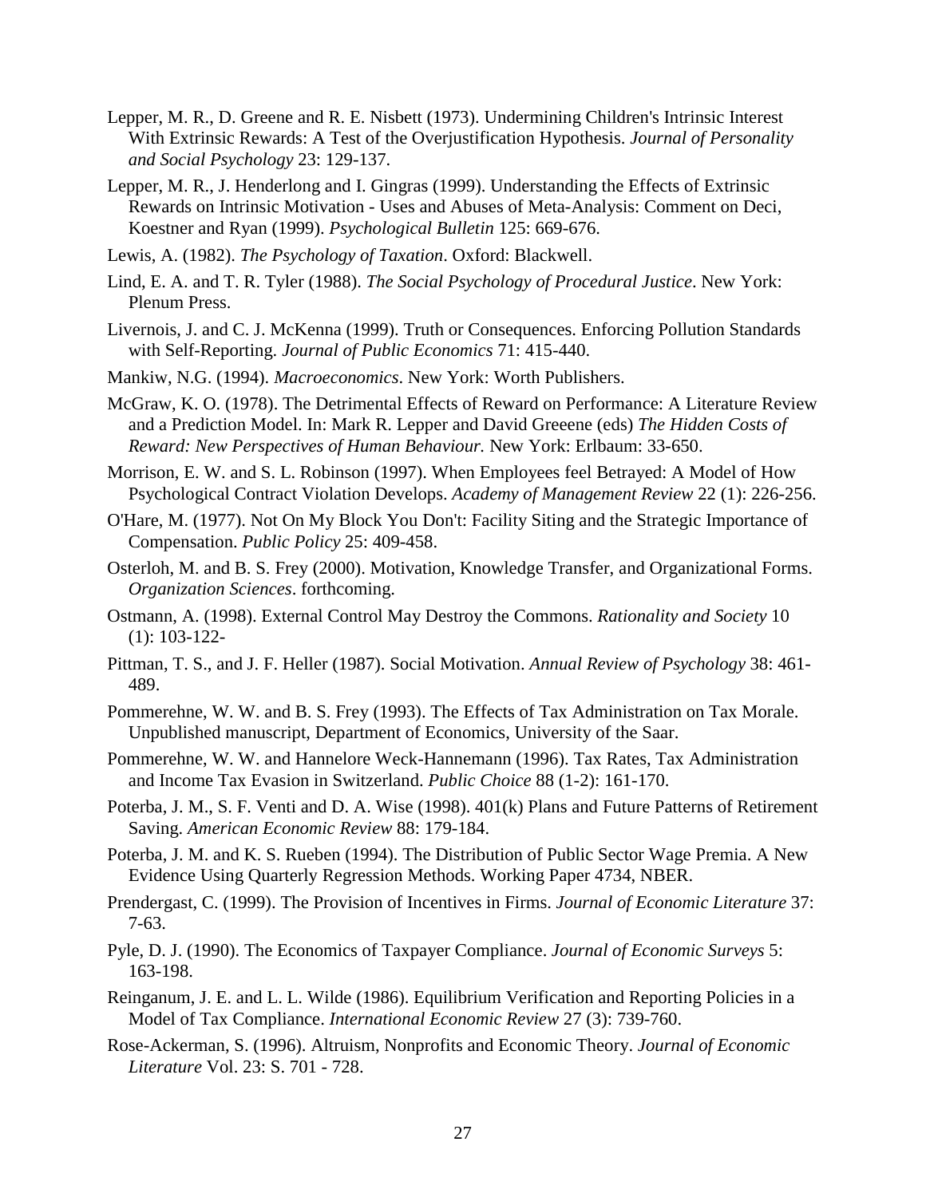Lepper, M. R., D. Greene and R. E. Nisbett (1973). Undermining Children's Intrinsic Interest With Extrinsic Rewards: A Test of the Overjustification Hypothesis. *Journal of Personality and Social Psychology* 23: 129-137.

Lepper, M. R., J. Henderlong and I. Gingras (1999). Understanding the Effects of Extrinsic Rewards on Intrinsic Motivation - Uses and Abuses of Meta-Analysis: Comment on Deci, Koestner and Ryan (1999). *Psychological Bulletin* 125: 669-676.

Lewis, A. (1982). *The Psychology of Taxation*. Oxford: Blackwell.

Lind, E. A. and T. R. Tyler (1988). *The Social Psychology of Procedural Justice*. New York: Plenum Press.

Livernois, J. and C. J. McKenna (1999). Truth or Consequences. Enforcing Pollution Standards with Self-Reporting. *Journal of Public Economics* 71: 415-440.

Mankiw, N.G. (1994). *Macroeconomics*. New York: Worth Publishers.

McGraw, K. O. (1978). The Detrimental Effects of Reward on Performance: A Literature Review and a Prediction Model. In: Mark R. Lepper and David Greeene (eds) *The Hidden Costs of Reward: New Perspectives of Human Behaviour.* New York: Erlbaum: 33-650.

Morrison, E. W. and S. L. Robinson (1997). When Employees feel Betrayed: A Model of How Psychological Contract Violation Develops. *Academy of Management Review* 22 (1): 226-256.

O'Hare, M. (1977). Not On My Block You Don't: Facility Siting and the Strategic Importance of Compensation. *Public Policy* 25: 409-458.

Osterloh, M. and B. S. Frey (2000). Motivation, Knowledge Transfer, and Organizational Forms. *Organization Sciences*. forthcoming.

Ostmann, A. (1998). External Control May Destroy the Commons. *Rationality and Society* 10 (1): 103-122-

Pittman, T. S., and J. F. Heller (1987). Social Motivation. *Annual Review of Psychology* 38: 461-489.

Pommerehne, W. W. and B. S. Frey (1993). The Effects of Tax Administration on Tax Morale. Unpublished manuscript, Department of Economics, University of the Saar.

Pommerehne, W. W. and Hannelore Weck-Hannemann (1996). Tax Rates, Tax Administration and Income Tax Evasion in Switzerland. *Public Choice* 88 (1-2): 161-170.

Poterba, J. M., S. F. Venti and D. A. Wise (1998). 401(k) Plans and Future Patterns of Retirement Saving. *American Economic Review* 88: 179-184.

Poterba, J. M. and K. S. Rueben (1994). The Distribution of Public Sector Wage Premia. A New Evidence Using Quarterly Regression Methods. Working Paper 4734, NBER.

Prendergast, C. (1999). The Provision of Incentives in Firms. *Journal of Economic Literature* 37: 7-63.

Pyle, D. J. (1990). The Economics of Taxpayer Compliance. *Journal of Economic Surveys* 5: 163-198.

Reinganum, J. E. and L. L. Wilde (1986). Equilibrium Verification and Reporting Policies in a Model of Tax Compliance. *International Economic Review* 27 (3): 739-760.

Rose-Ackerman, S. (1996). Altruism, Nonprofits and Economic Theory. *Journal of Economic Literature* Vol. 23: S. 701 - 728.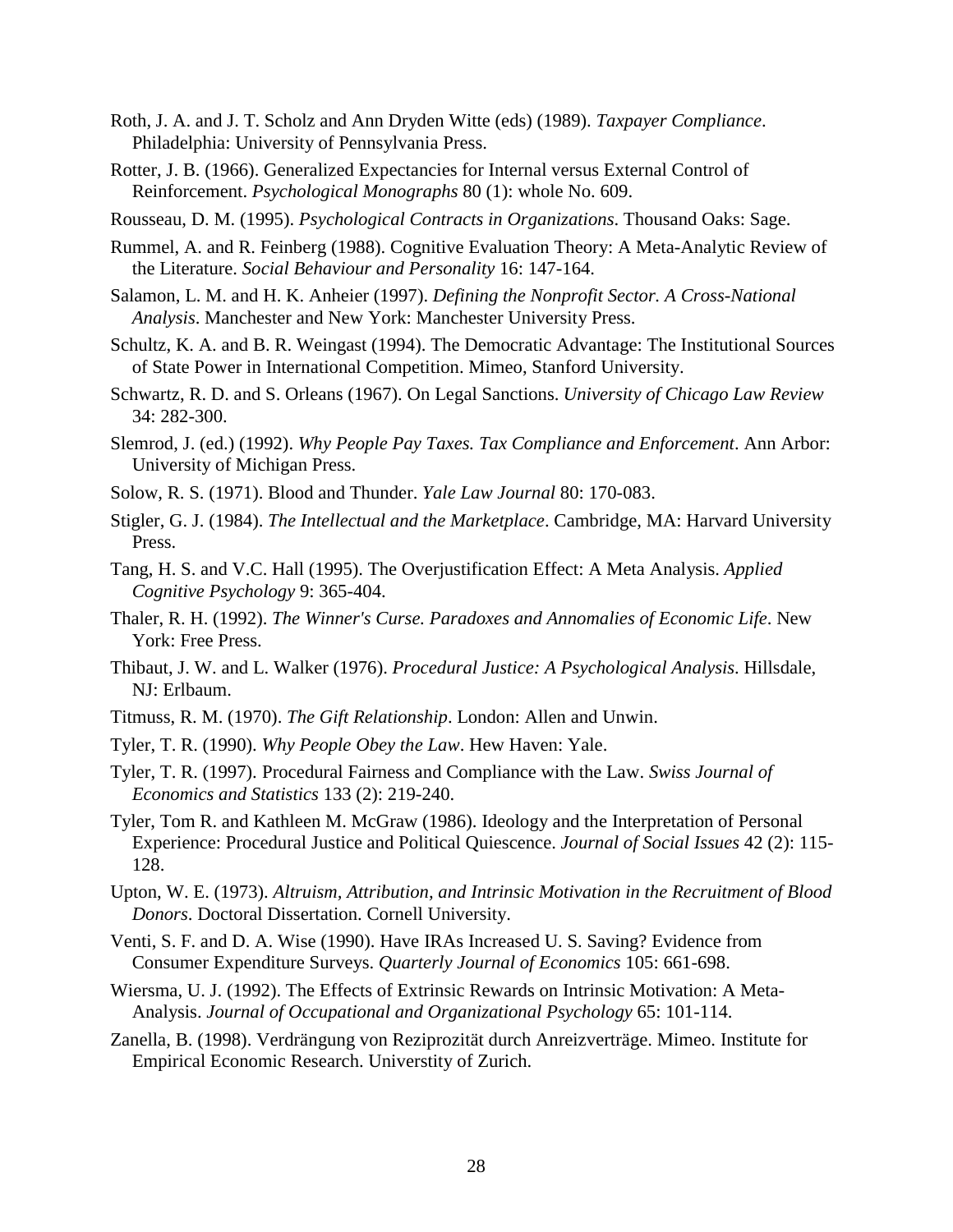Roth, J. A. and J. T. Scholz and Ann Dryden Witte (eds) (1989). *Taxpayer Compliance*. Philadelphia: University of Pennsylvania Press.

Rotter, J. B. (1966). Generalized Expectancies for Internal versus External Control of Reinforcement. *Psychological Monographs* 80 (1): whole No. 609.

Rousseau, D. M. (1995). *Psychological Contracts in Organizations*. Thousand Oaks: Sage.

Rummel, A. and R. Feinberg (1988). Cognitive Evaluation Theory: A Meta-Analytic Review of the Literature. *Social Behaviour and Personality* 16: 147-164.

Salamon, L. M. and H. K. Anheier (1997). *Defining the Nonprofit Sector. A Cross-National Analysis*. Manchester and New York: Manchester University Press.

Schultz, K. A. and B. R. Weingast (1994). The Democratic Advantage: The Institutional Sources of State Power in International Competition. Mimeo, Stanford University.

Schwartz, R. D. and S. Orleans (1967). On Legal Sanctions. *University of Chicago Law Review* 34: 282-300.

Slemrod, J. (ed.) (1992). *Why People Pay Taxes. Tax Compliance and Enforcement*. Ann Arbor: University of Michigan Press.

Solow, R. S. (1971). Blood and Thunder. *Yale Law Journal* 80: 170-083.

Stigler, G. J. (1984). *The Intellectual and the Marketplace*. Cambridge, MA: Harvard University Press.

Tang, H. S. and V.C. Hall (1995). The Overjustification Effect: A Meta Analysis. *Applied Cognitive Psychology* 9: 365-404.

Thaler, R. H. (1992). *The Winner's Curse. Paradoxes and Annomalies of Economic Life*. New York: Free Press.

Thibaut, J. W. and L. Walker (1976). *Procedural Justice: A Psychological Analysis*. Hillsdale, NJ: Erlbaum.

Titmuss, R. M. (1970). *The Gift Relationship*. London: Allen and Unwin.

Tyler, T. R. (1990). *Why People Obey the Law*. Hew Haven: Yale.

Tyler, T. R. (1997). Procedural Fairness and Compliance with the Law. *Swiss Journal of Economics and Statistics* 133 (2): 219-240.

Tyler, Tom R. and Kathleen M. McGraw (1986). Ideology and the Interpretation of Personal Experience: Procedural Justice and Political Quiescence. *Journal of Social Issues* 42 (2): 115-128.

Upton, W. E. (1973). *Altruism, Attribution, and Intrinsic Motivation in the Recruitment of Blood Donors*. Doctoral Dissertation. Cornell University.

Venti, S. F. and D. A. Wise (1990). Have IRAs Increased U. S. Saving? Evidence from Consumer Expenditure Surveys. *Quarterly Journal of Economics* 105: 661-698.

Wiersma, U. J. (1992). The Effects of Extrinsic Rewards on Intrinsic Motivation: A Meta-Analysis. *Journal of Occupational and Organizational Psychology* 65: 101-114.

Zanella, B. (1998). Verdrängung von Reziprozität durch Anreizverträge. Mimeo. Institute for Empirical Economic Research. Universtity of Zurich.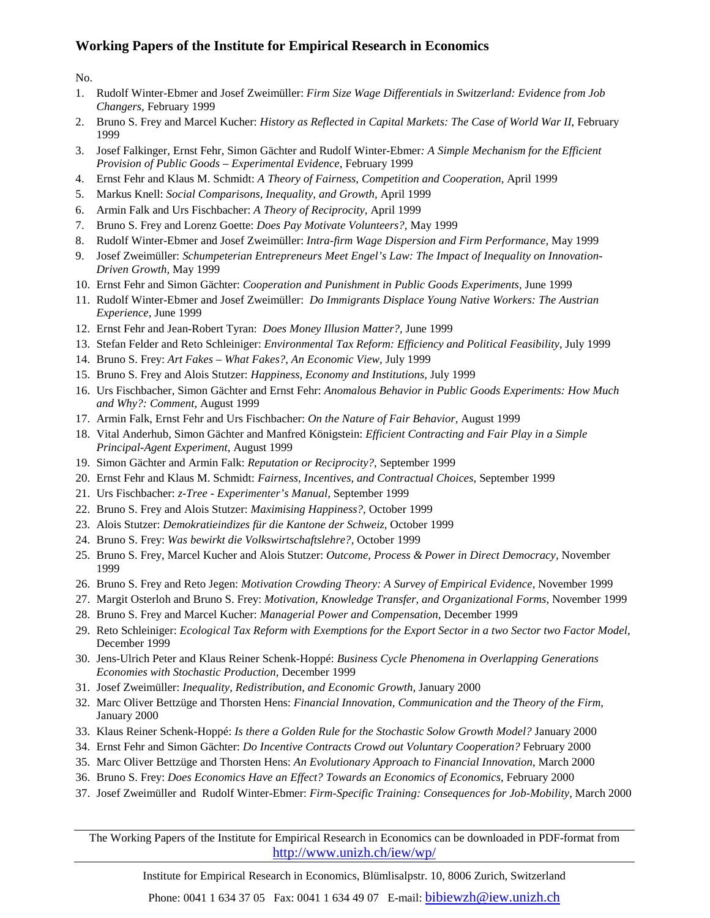## Working Papers of the Institute for Empirical Research in Economics

No.

1. Rudolf Winter-Ebmer and Josef Zweimüller: *Firm Size Wage Differentials in Switzerland: Evidence from Job Changers*, February 1999
2. Bruno S. Frey and Marcel Kucher: *History as Reflected in Capital Markets: The Case of World War II*, February 1999
3. Josef Falkinger, Ernst Fehr, Simon Gächter and Rudolf Winter-Ebmer: *A Simple Mechanism for the Efficient Provision of Public Goods – Experimental Evidence*, February 1999
4. Ernst Fehr and Klaus M. Schmidt: *A Theory of Fairness, Competition and Cooperation*, April 1999
5. Markus Knell: *Social Comparisons, Inequality, and Growth*, April 1999
6. Armin Falk and Urs Fischbacher: *A Theory of Reciprocity*, April 1999
7. Bruno S. Frey and Lorenz Goette: *Does Pay Motivate Volunteers?*, May 1999
8. Rudolf Winter-Ebmer and Josef Zweimüller: *Intra-firm Wage Dispersion and Firm Performance*, May 1999
9. Josef Zweimüller: *Schumpeterian Entrepreneurs Meet Engel's Law: The Impact of Inequality on Innovation-Driven Growth*, May 1999
10. Ernst Fehr and Simon Gächter: *Cooperation and Punishment in Public Goods Experiments*, June 1999
11. Rudolf Winter-Ebmer and Josef Zweimüller: *Do Immigrants Displace Young Native Workers: The Austrian Experience*, June 1999
12. Ernst Fehr and Jean-Robert Tyran: *Does Money Illusion Matter?*, June 1999
13. Stefan Felder and Reto Schleiniger: *Environmental Tax Reform: Efficiency and Political Feasibility*, July 1999
14. Bruno S. Frey: *Art Fakes – What Fakes?, An Economic View*, July 1999
15. Bruno S. Frey and Alois Stutzer: *Happiness, Economy and Institutions*, July 1999
16. Urs Fischbacher, Simon Gächter and Ernst Fehr: *Anomalous Behavior in Public Goods Experiments: How Much and Why?: Comment*, August 1999
17. Armin Falk, Ernst Fehr and Urs Fischbacher: *On the Nature of Fair Behavior*, August 1999
18. Vital Anderhub, Simon Gächter and Manfred Königstein: *Efficient Contracting and Fair Play in a Simple Principal-Agent Experiment*, August 1999
19. Simon Gächter and Armin Falk: *Reputation or Reciprocity?*, September 1999
20. Ernst Fehr and Klaus M. Schmidt: *Fairness, Incentives, and Contractual Choices*, September 1999
21. Urs Fischbacher: *z-Tree - Experimenter's Manual*, September 1999
22. Bruno S. Frey and Alois Stutzer: *Maximising Happiness?*, October 1999
23. Alois Stutzer: *Demokratieindizes für die Kantone der Schweiz*, October 1999
24. Bruno S. Frey: *Was bewirkt die Volkswirtschaftslehre?*, October 1999
25. Bruno S. Frey, Marcel Kucher and Alois Stutzer: *Outcome, Process & Power in Direct Democracy*, November 1999
26. Bruno S. Frey and Reto Jegen: *Motivation Crowding Theory: A Survey of Empirical Evidence*, November 1999
27. Margit Osterloh and Bruno S. Frey: *Motivation, Knowledge Transfer, and Organizational Forms*, November 1999
28. Bruno S. Frey and Marcel Kucher: *Managerial Power and Compensation*, December 1999
29. Reto Schleiniger: *Ecological Tax Reform with Exemptions for the Export Sector in a two Sector two Factor Model*, December 1999
30. Jens-Ulrich Peter and Klaus Reiner Schenk-Hoppé: *Business Cycle Phenomena in Overlapping Generations Economies with Stochastic Production*, December 1999
31. Josef Zweimüller: *Inequality, Redistribution, and Economic Growth*, January 2000
32. Marc Oliver Bettzüge and Thorsten Hens: *Financial Innovation, Communication and the Theory of the Firm*, January 2000
33. Klaus Reiner Schenk-Hoppé: *Is there a Golden Rule for the Stochastic Solow Growth Model?* January 2000
34. Ernst Fehr and Simon Gächter: *Do Incentive Contracts Crowd out Voluntary Cooperation?* February 2000
35. Marc Oliver Bettzüge and Thorsten Hens: *An Evolutionary Approach to Financial Innovation*, March 2000
36. Bruno S. Frey: *Does Economics Have an Effect? Towards an Economics of Economics*, February 2000
37. Josef Zweimüller and Rudolf Winter-Ebmer: *Firm-Specific Training: Consequences for Job-Mobility*, March 2000

---

The Working Papers of the Institute for Empirical Research in Economics can be downloaded in PDF-format from http://www.unizh.ch/iew/wp/

---

Institute for Empirical Research in Economics, Blümlisalpstr. 10, 8006 Zurich, Switzerland

Phone: 0041 1 634 37 05 Fax: 0041 1 634 49 07 E-mail: bibiewzh@iew.unizh.ch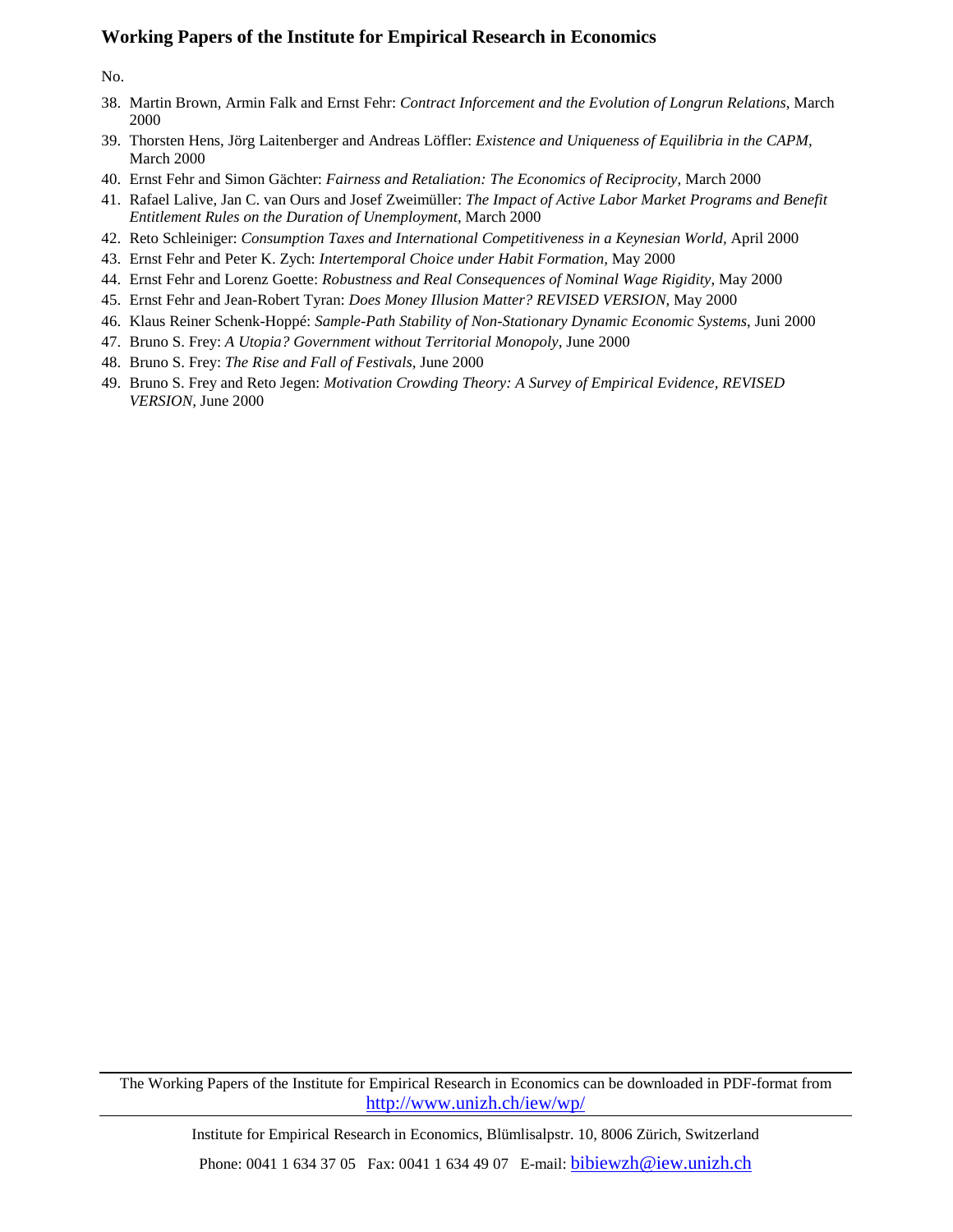## Working Papers of the Institute for Empirical Research in Economics

No.

38. Martin Brown, Armin Falk and Ernst Fehr: *Contract Inforcement and the Evolution of Longrun Relations*, March 2000
39. Thorsten Hens, Jörg Laitenberger and Andreas Löffler: *Existence and Uniqueness of Equilibria in the CAPM*, March 2000
40. Ernst Fehr and Simon Gächter: *Fairness and Retaliation: The Economics of Reciprocity*, March 2000
41. Rafael Lalive, Jan C. van Ours and Josef Zweimüller: *The Impact of Active Labor Market Programs and Benefit Entitlement Rules on the Duration of Unemployment*, March 2000
42. Reto Schleiniger: *Consumption Taxes and International Competitiveness in a Keynesian World*, April 2000
43. Ernst Fehr and Peter K. Zych: *Intertemporal Choice under Habit Formation*, May 2000
44. Ernst Fehr and Lorenz Goette: *Robustness and Real Consequences of Nominal Wage Rigidity*, May 2000
45. Ernst Fehr and Jean-Robert Tyran: *Does Money Illusion Matter? REVISED VERSION*, May 2000
46. Klaus Reiner Schenk-Hoppé: *Sample-Path Stability of Non-Stationary Dynamic Economic Systems*, Juni 2000
47. Bruno S. Frey: *A Utopia? Government without Territorial Monopoly*, June 2000
48. Bruno S. Frey: *The Rise and Fall of Festivals*, June 2000
49. Bruno S. Frey and Reto Jegen: *Motivation Crowding Theory: A Survey of Empirical Evidence, REVISED VERSION*, June 2000

---

The Working Papers of the Institute for Empirical Research in Economics can be downloaded in PDF-format from http://www.unizh.ch/iew/wp/

---

Institute for Empirical Research in Economics, Blümlisalpstr. 10, 8006 Zürich, Switzerland

Phone: 0041 1 634 37 05 Fax: 0041 1 634 49 07 E-mail: bibiewzh@iew.unizh.ch